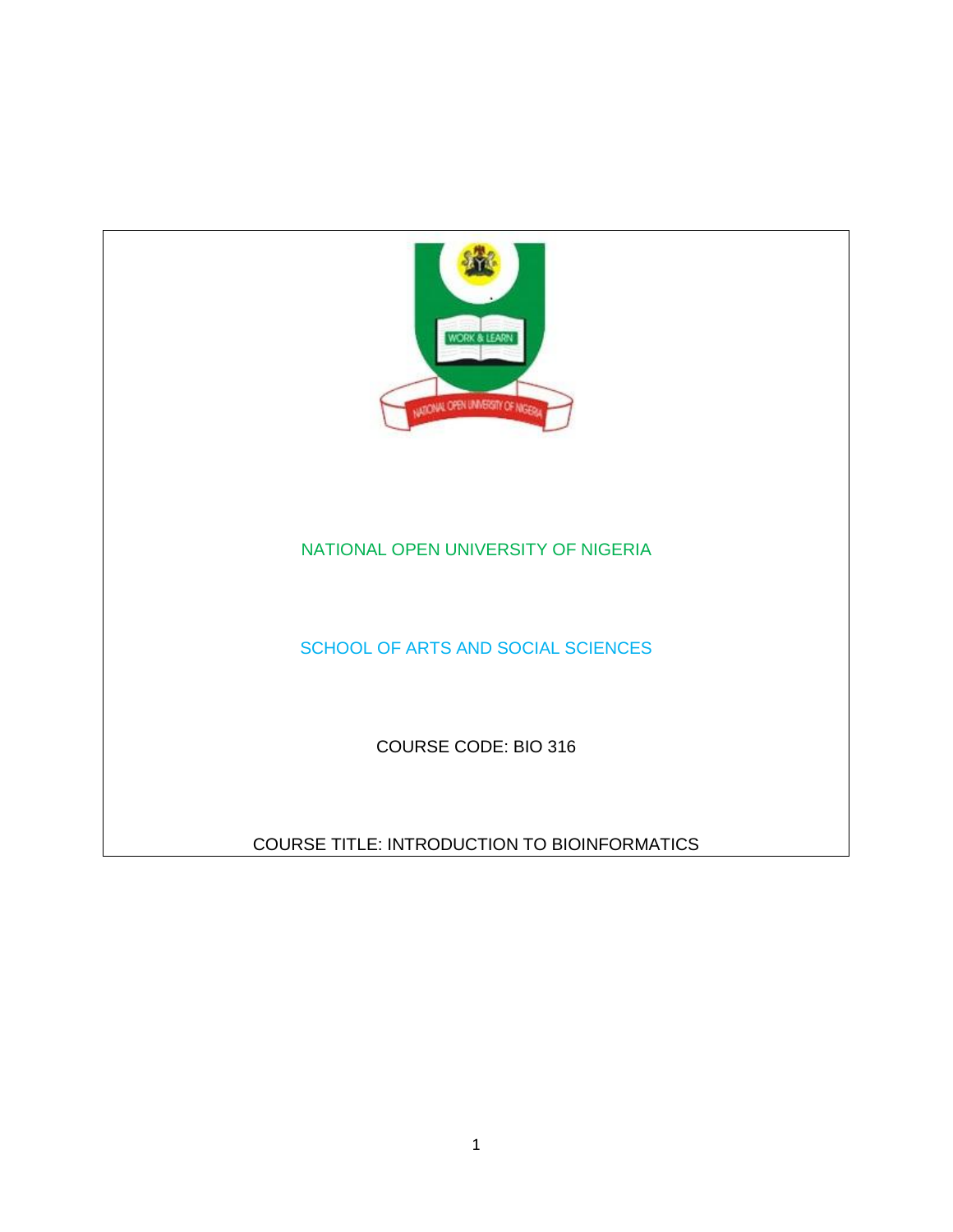NATIONAL OPEN UNIVERSITY OF NIGERIA

SCHOOL OF ARTS AND SOCIAL SCIENCES

COURSE CODE: BIO 316

COURSE TITLE: INTRODUCTION TO BIOINFORMATICS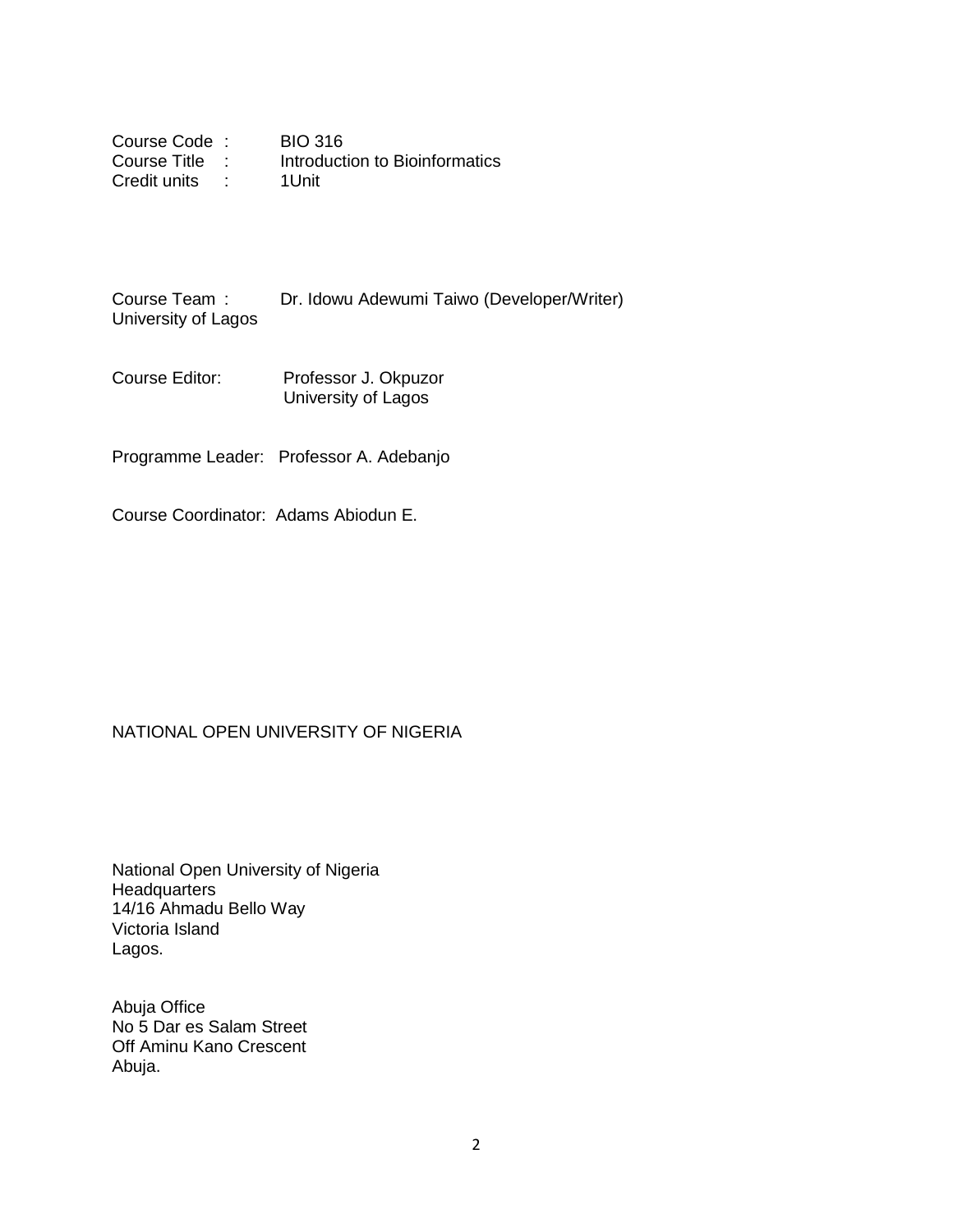Course Code : BIO 316
Course Title : Introduction to Bioinformatics
Credit units : 1Unit

Course Team : Dr. Idowu Adewumi Taiwo (Developer/Writer)
University of Lagos

Course Editor: Professor J. Okpuzor
University of Lagos

Programme Leader: Professor A. Adebanjo

Course Coordinator: Adams Abiodun E.

NATIONAL OPEN UNIVERSITY OF NIGERIA

National Open University of Nigeria
Headquarters
14/16 Ahmadu Bello Way
Victoria Island
Lagos.

Abuja Office
No 5 Dar es Salam Street
Off Aminu Kano Crescent
Abuja.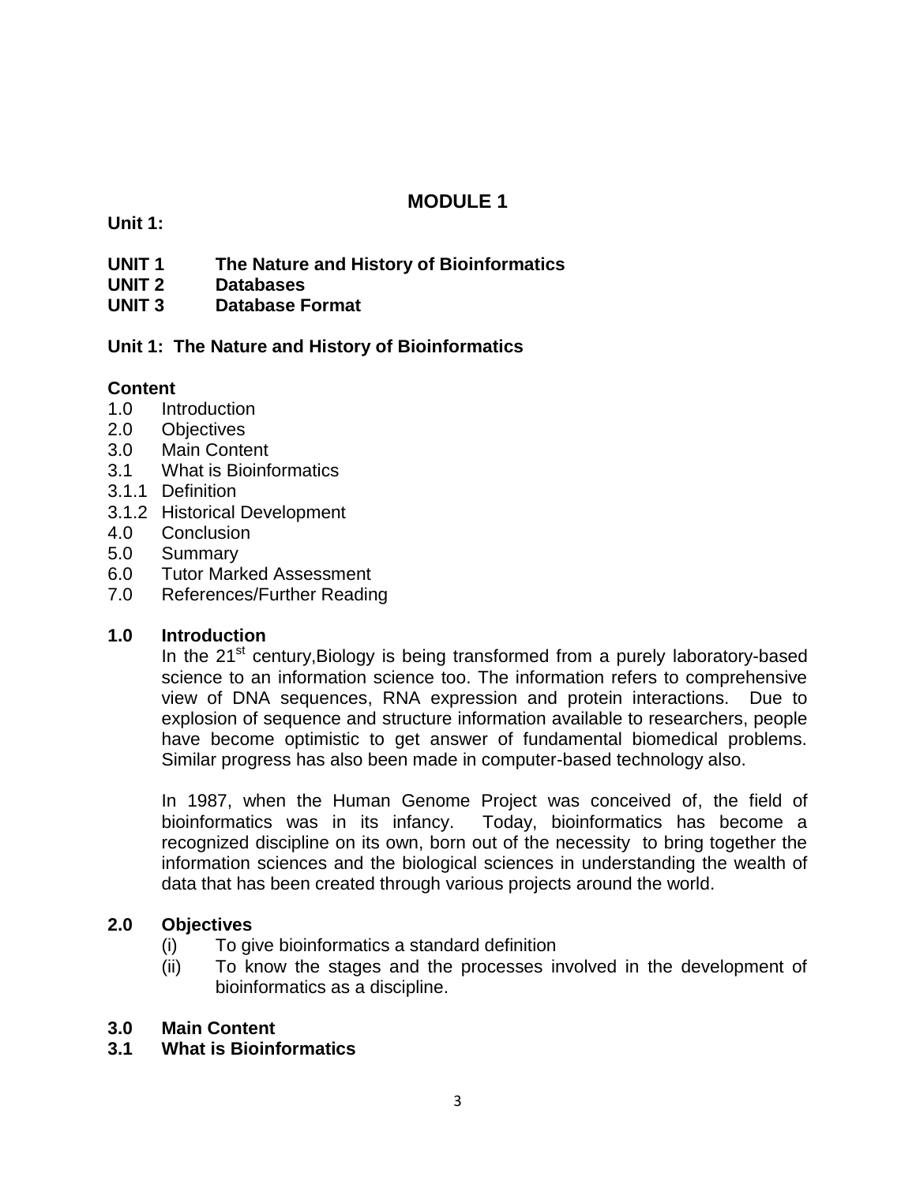# MODULE 1

**Unit 1:**

**UNIT 1 The Nature and History of Bioinformatics**
**UNIT 2 Databases**
**UNIT 3 Database Format**

## Unit 1: The Nature and History of Bioinformatics

**Content**

1.0 Introduction
2.0 Objectives
3.0 Main Content
3.1 What is Bioinformatics
3.1.1 Definition
3.1.2 Historical Development
4.0 Conclusion
5.0 Summary
6.0 Tutor Marked Assessment
7.0 References/Further Reading

### 1.0 Introduction

In the 21st century,Biology is being transformed from a purely laboratory-based science to an information science too. The information refers to comprehensive view of DNA sequences, RNA expression and protein interactions. Due to explosion of sequence and structure information available to researchers, people have become optimistic to get answer of fundamental biomedical problems. Similar progress has also been made in computer-based technology also.

In 1987, when the Human Genome Project was conceived of, the field of bioinformatics was in its infancy. Today, bioinformatics has become a recognized discipline on its own, born out of the necessity to bring together the information sciences and the biological sciences in understanding the wealth of data that has been created through various projects around the world.

### 2.0 Objectives

(i) To give bioinformatics a standard definition
(ii) To know the stages and the processes involved in the development of bioinformatics as a discipline.

### 3.0 Main Content

### 3.1 What is Bioinformatics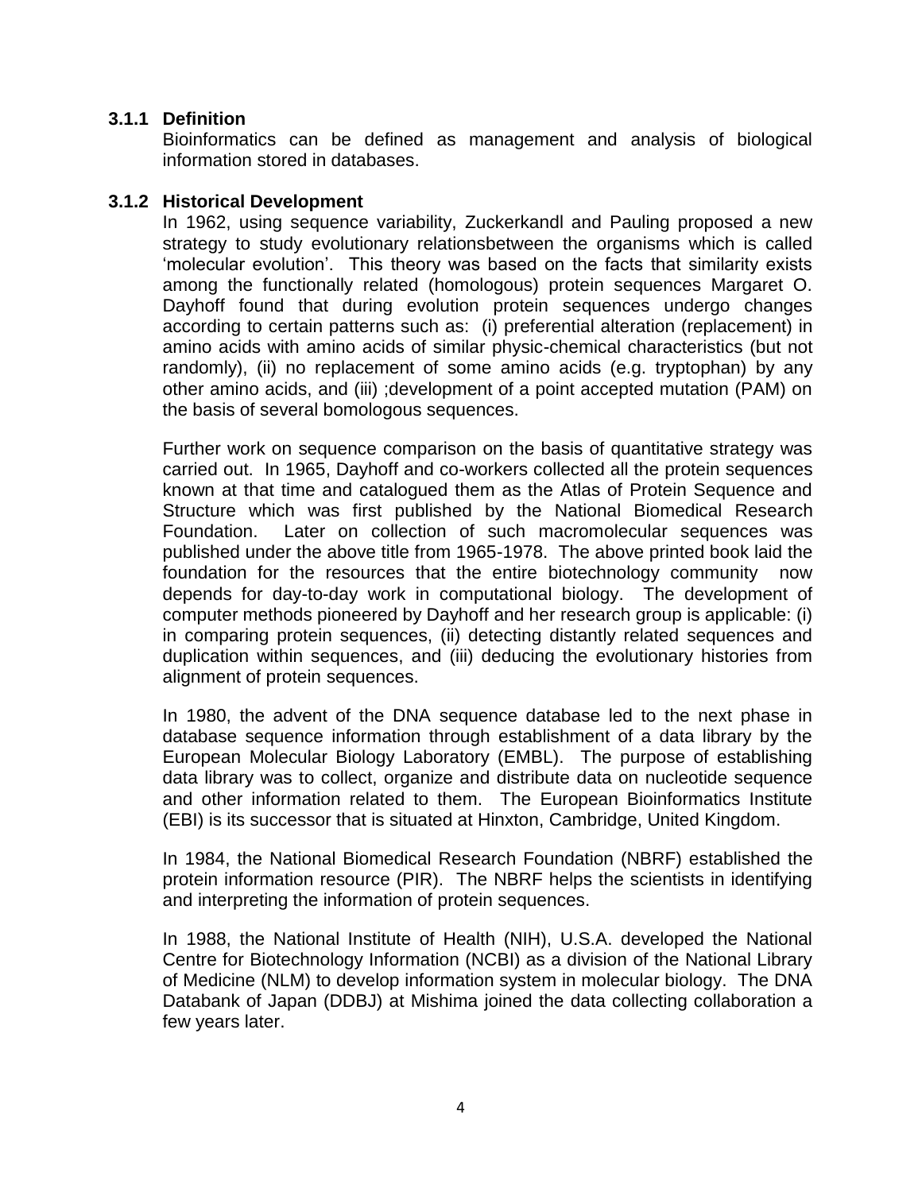### 3.1.1 Definition

Bioinformatics can be defined as management and analysis of biological information stored in databases.

### 3.1.2 Historical Development

In 1962, using sequence variability, Zuckerkandl and Pauling proposed a new strategy to study evolutionary relationsbetween the organisms which is called 'molecular evolution'. This theory was based on the facts that similarity exists among the functionally related (homologous) protein sequences Margaret O. Dayhoff found that during evolution protein sequences undergo changes according to certain patterns such as: (i) preferential alteration (replacement) in amino acids with amino acids of similar physic-chemical characteristics (but not randomly), (ii) no replacement of some amino acids (e.g. tryptophan) by any other amino acids, and (iii) ;development of a point accepted mutation (PAM) on the basis of several bomologous sequences.

Further work on sequence comparison on the basis of quantitative strategy was carried out. In 1965, Dayhoff and co-workers collected all the protein sequences known at that time and catalogued them as the Atlas of Protein Sequence and Structure which was first published by the National Biomedical Research Foundation. Later on collection of such macromolecular sequences was published under the above title from 1965-1978. The above printed book laid the foundation for the resources that the entire biotechnology community now depends for day-to-day work in computational biology. The development of computer methods pioneered by Dayhoff and her research group is applicable: (i) in comparing protein sequences, (ii) detecting distantly related sequences and duplication within sequences, and (iii) deducing the evolutionary histories from alignment of protein sequences.

In 1980, the advent of the DNA sequence database led to the next phase in database sequence information through establishment of a data library by the European Molecular Biology Laboratory (EMBL). The purpose of establishing data library was to collect, organize and distribute data on nucleotide sequence and other information related to them. The European Bioinformatics Institute (EBI) is its successor that is situated at Hinxton, Cambridge, United Kingdom.

In 1984, the National Biomedical Research Foundation (NBRF) established the protein information resource (PIR). The NBRF helps the scientists in identifying and interpreting the information of protein sequences.

In 1988, the National Institute of Health (NIH), U.S.A. developed the National Centre for Biotechnology Information (NCBI) as a division of the National Library of Medicine (NLM) to develop information system in molecular biology. The DNA Databank of Japan (DDBJ) at Mishima joined the data collecting collaboration a few years later.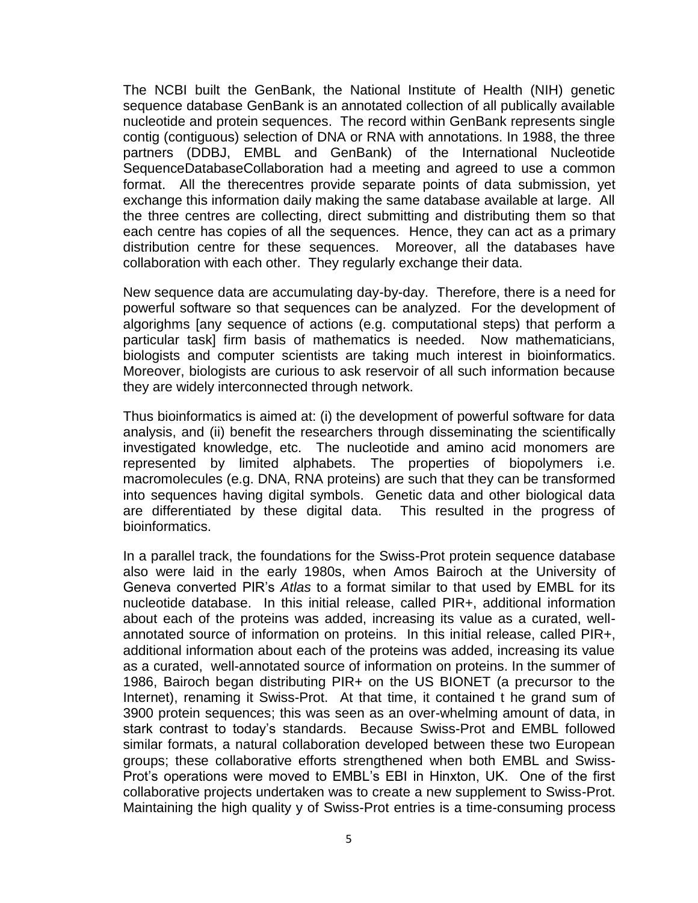The NCBI built the GenBank, the National Institute of Health (NIH) genetic sequence database GenBank is an annotated collection of all publically available nucleotide and protein sequences. The record within GenBank represents single contig (contiguous) selection of DNA or RNA with annotations. In 1988, the three partners (DDBJ, EMBL and GenBank) of the International Nucleotide SequenceDatabaseCollaboration had a meeting and agreed to use a common format. All the therecentres provide separate points of data submission, yet exchange this information daily making the same database available at large. All the three centres are collecting, direct submitting and distributing them so that each centre has copies of all the sequences. Hence, they can act as a primary distribution centre for these sequences. Moreover, all the databases have collaboration with each other. They regularly exchange their data.

New sequence data are accumulating day-by-day. Therefore, there is a need for powerful software so that sequences can be analyzed. For the development of algorighms [any sequence of actions (e.g. computational steps) that perform a particular task] firm basis of mathematics is needed. Now mathematicians, biologists and computer scientists are taking much interest in bioinformatics. Moreover, biologists are curious to ask reservoir of all such information because they are widely interconnected through network.

Thus bioinformatics is aimed at: (i) the development of powerful software for data analysis, and (ii) benefit the researchers through disseminating the scientifically investigated knowledge, etc. The nucleotide and amino acid monomers are represented by limited alphabets. The properties of biopolymers i.e. macromolecules (e.g. DNA, RNA proteins) are such that they can be transformed into sequences having digital symbols. Genetic data and other biological data are differentiated by these digital data. This resulted in the progress of bioinformatics.

In a parallel track, the foundations for the Swiss-Prot protein sequence database also were laid in the early 1980s, when Amos Bairoch at the University of Geneva converted PIR's *Atlas* to a format similar to that used by EMBL for its nucleotide database. In this initial release, called PIR+, additional information about each of the proteins was added, increasing its value as a curated, well-annotated source of information on proteins. In this initial release, called PIR+, additional information about each of the proteins was added, increasing its value as a curated, well-annotated source of information on proteins. In the summer of 1986, Bairoch began distributing PIR+ on the US BIONET (a precursor to the Internet), renaming it Swiss-Prot. At that time, it contained t he grand sum of 3900 protein sequences; this was seen as an over-whelming amount of data, in stark contrast to today's standards. Because Swiss-Prot and EMBL followed similar formats, a natural collaboration developed between these two European groups; these collaborative efforts strengthened when both EMBL and Swiss-Prot's operations were moved to EMBL's EBI in Hinxton, UK. One of the first collaborative projects undertaken was to create a new supplement to Swiss-Prot. Maintaining the high quality y of Swiss-Prot entries is a time-consuming process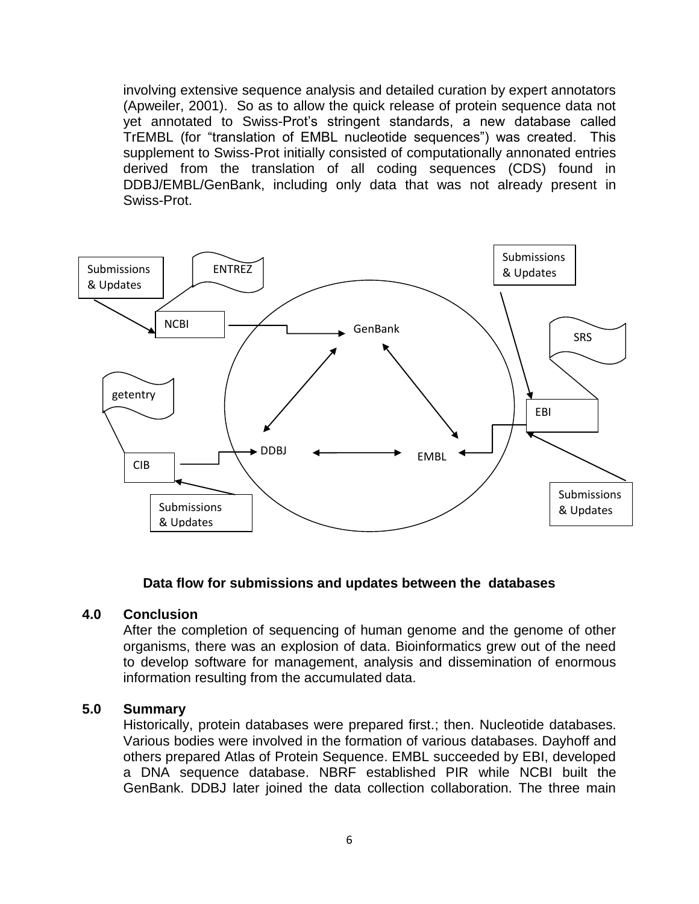involving extensive sequence analysis and detailed curation by expert annotators (Apweiler, 2001). So as to allow the quick release of protein sequence data not yet annotated to Swiss-Prot's stringent standards, a new database called TrEMBL (for "translation of EMBL nucleotide sequences") was created. This supplement to Swiss-Prot initially consisted of computationally annonated entries derived from the translation of all coding sequences (CDS) found in DDBJ/EMBL/GenBank, including only data that was not already present in Swiss-Prot.

Submissions & Updates

ENTREZ

NCBI

GenBank

Submissions & Updates

SRS

getentry

EBI

DDBJ

EMBL

CIB

Submissions & Updates

Submissions & Updates

**Data flow for submissions and updates between the databases**

## 4.0 Conclusion

After the completion of sequencing of human genome and the genome of other organisms, there was an explosion of data. Bioinformatics grew out of the need to develop software for management, analysis and dissemination of enormous information resulting from the accumulated data.

## 5.0 Summary

Historically, protein databases were prepared first.; then. Nucleotide databases. Various bodies were involved in the formation of various databases. Dayhoff and others prepared Atlas of Protein Sequence. EMBL succeeded by EBI, developed a DNA sequence database. NBRF established PIR while NCBI built the GenBank. DDBJ later joined the data collection collaboration. The three main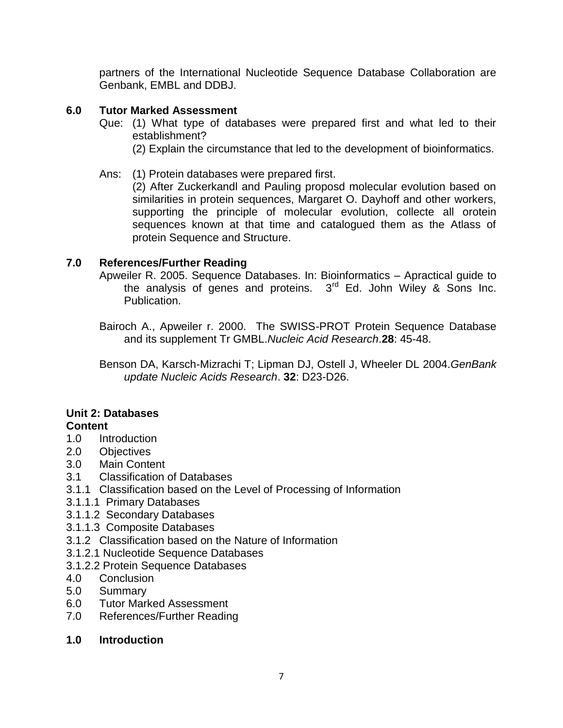partners of the International Nucleotide Sequence Database Collaboration are Genbank, EMBL and DDBJ.

### 6.0 Tutor Marked Assessment

Que: (1) What type of databases were prepared first and what led to their establishment?

(2) Explain the circumstance that led to the development of bioinformatics.

Ans: (1) Protein databases were prepared first.

(2) After Zuckerkandl and Pauling proposd molecular evolution based on similarities in protein sequences, Margaret O. Dayhoff and other workers, supporting the principle of molecular evolution, collecte all orotein sequences known at that time and catalogued them as the Atlass of protein Sequence and Structure.

### 7.0 References/Further Reading

Apweiler R. 2005. Sequence Databases. In: Bioinformatics – Apractical guide to the analysis of genes and proteins. 3rd Ed. John Wiley & Sons Inc. Publication.

Bairoch A., Apweiler r. 2000. The SWISS-PROT Protein Sequence Database and its supplement Tr GMBL.*Nucleic Acid Research*.**28**: 45-48.

Benson DA, Karsch-Mizrachi T; Lipman DJ, Ostell J, Wheeler DL 2004.*GenBank update Nucleic Acids Research*. **32**: D23-D26.

## Unit 2: Databases

**Content**

- 1.0 Introduction
- 2.0 Objectives
- 3.0 Main Content
- 3.1 Classification of Databases
- 3.1.1 Classification based on the Level of Processing of Information
- 3.1.1.1 Primary Databases
- 3.1.1.2 Secondary Databases
- 3.1.1.3 Composite Databases
- 3.1.2 Classification based on the Nature of Information
- 3.1.2.1 Nucleotide Sequence Databases
- 3.1.2.2 Protein Sequence Databases
- 4.0 Conclusion
- 5.0 Summary
- 6.0 Tutor Marked Assessment
- 7.0 References/Further Reading

### 1.0 Introduction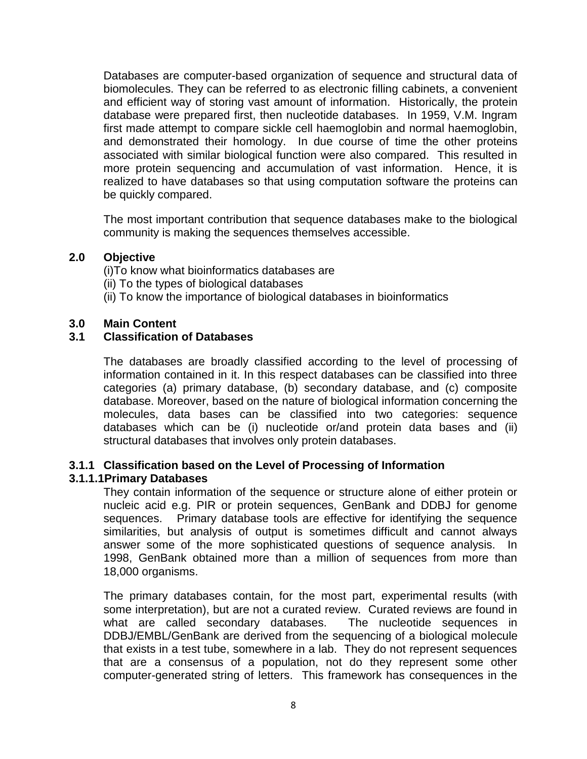Databases are computer-based organization of sequence and structural data of biomolecules. They can be referred to as electronic filling cabinets, a convenient and efficient way of storing vast amount of information. Historically, the protein database were prepared first, then nucleotide databases. In 1959, V.M. Ingram first made attempt to compare sickle cell haemoglobin and normal haemoglobin, and demonstrated their homology. In due course of time the other proteins associated with similar biological function were also compared. This resulted in more protein sequencing and accumulation of vast information. Hence, it is realized to have databases so that using computation software the proteins can be quickly compared.

The most important contribution that sequence databases make to the biological community is making the sequences themselves accessible.

## 2.0 Objective

(i)To know what bioinformatics databases are
(ii) To the types of biological databases
(ii) To know the importance of biological databases in bioinformatics

## 3.0 Main Content

### 3.1 Classification of Databases

The databases are broadly classified according to the level of processing of information contained in it. In this respect databases can be classified into three categories (a) primary database, (b) secondary database, and (c) composite database. Moreover, based on the nature of biological information concerning the molecules, data bases can be classified into two categories: sequence databases which can be (i) nucleotide or/and protein data bases and (ii) structural databases that involves only protein databases.

### 3.1.1 Classification based on the Level of Processing of Information

#### 3.1.1.1Primary Databases

They contain information of the sequence or structure alone of either protein or nucleic acid e.g. PIR or protein sequences, GenBank and DDBJ for genome sequences. Primary database tools are effective for identifying the sequence similarities, but analysis of output is sometimes difficult and cannot always answer some of the more sophisticated questions of sequence analysis. In 1998, GenBank obtained more than a million of sequences from more than 18,000 organisms.

The primary databases contain, for the most part, experimental results (with some interpretation), but are not a curated review. Curated reviews are found in what are called secondary databases. The nucleotide sequences in DDBJ/EMBL/GenBank are derived from the sequencing of a biological molecule that exists in a test tube, somewhere in a lab. They do not represent sequences that are a consensus of a population, not do they represent some other computer-generated string of letters. This framework has consequences in the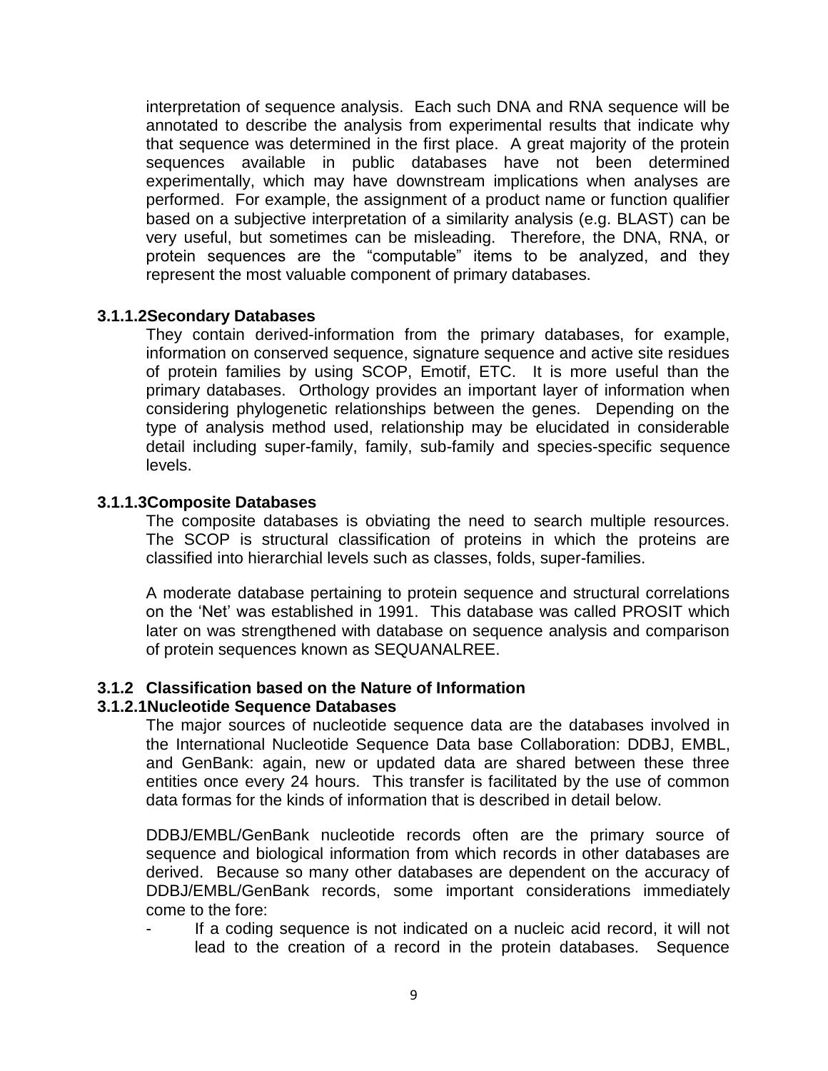interpretation of sequence analysis. Each such DNA and RNA sequence will be annotated to describe the analysis from experimental results that indicate why that sequence was determined in the first place. A great majority of the protein sequences available in public databases have not been determined experimentally, which may have downstream implications when analyses are performed. For example, the assignment of a product name or function qualifier based on a subjective interpretation of a similarity analysis (e.g. BLAST) can be very useful, but sometimes can be misleading. Therefore, the DNA, RNA, or protein sequences are the "computable" items to be analyzed, and they represent the most valuable component of primary databases.

#### 3.1.1.2 Secondary Databases

They contain derived-information from the primary databases, for example, information on conserved sequence, signature sequence and active site residues of protein families by using SCOP, Emotif, ETC. It is more useful than the primary databases. Orthology provides an important layer of information when considering phylogenetic relationships between the genes. Depending on the type of analysis method used, relationship may be elucidated in considerable detail including super-family, family, sub-family and species-specific sequence levels.

#### 3.1.1.3 Composite Databases

The composite databases is obviating the need to search multiple resources. The SCOP is structural classification of proteins in which the proteins are classified into hierarchial levels such as classes, folds, super-families.

A moderate database pertaining to protein sequence and structural correlations on the 'Net' was established in 1991. This database was called PROSIT which later on was strengthened with database on sequence analysis and comparison of protein sequences known as SEQUANALREE.

### 3.1.2 Classification based on the Nature of Information

#### 3.1.2.1 Nucleotide Sequence Databases

The major sources of nucleotide sequence data are the databases involved in the International Nucleotide Sequence Data base Collaboration: DDBJ, EMBL, and GenBank: again, new or updated data are shared between these three entities once every 24 hours. This transfer is facilitated by the use of common data formas for the kinds of information that is described in detail below.

DDBJ/EMBL/GenBank nucleotide records often are the primary source of sequence and biological information from which records in other databases are derived. Because so many other databases are dependent on the accuracy of DDBJ/EMBL/GenBank records, some important considerations immediately come to the fore:

- If a coding sequence is not indicated on a nucleic acid record, it will not lead to the creation of a record in the protein databases. Sequence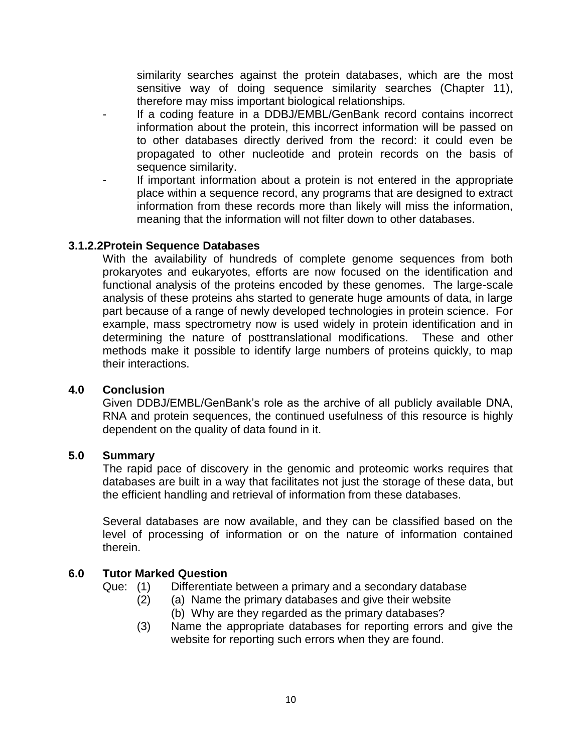similarity searches against the protein databases, which are the most sensitive way of doing sequence similarity searches (Chapter 11), therefore may miss important biological relationships.

- If a coding feature in a DDBJ/EMBL/GenBank record contains incorrect information about the protein, this incorrect information will be passed on to other databases directly derived from the record: it could even be propagated to other nucleotide and protein records on the basis of sequence similarity.
- If important information about a protein is not entered in the appropriate place within a sequence record, any programs that are designed to extract information from these records more than likely will miss the information, meaning that the information will not filter down to other databases.

#### 3.1.2.2Protein Sequence Databases

With the availability of hundreds of complete genome sequences from both prokaryotes and eukaryotes, efforts are now focused on the identification and functional analysis of the proteins encoded by these genomes. The large-scale analysis of these proteins ahs started to generate huge amounts of data, in large part because of a range of newly developed technologies in protein science. For example, mass spectrometry now is used widely in protein identification and in determining the nature of posttranslational modifications. These and other methods make it possible to identify large numbers of proteins quickly, to map their interactions.

## 4.0 Conclusion

Given DDBJ/EMBL/GenBank's role as the archive of all publicly available DNA, RNA and protein sequences, the continued usefulness of this resource is highly dependent on the quality of data found in it.

## 5.0 Summary

The rapid pace of discovery in the genomic and proteomic works requires that databases are built in a way that facilitates not just the storage of these data, but the efficient handling and retrieval of information from these databases.

Several databases are now available, and they can be classified based on the level of processing of information or on the nature of information contained therein.

## 6.0 Tutor Marked Question

Que: (1) Differentiate between a primary and a secondary database

(2) (a) Name the primary databases and give their website

(b) Why are they regarded as the primary databases?

(3) Name the appropriate databases for reporting errors and give the website for reporting such errors when they are found.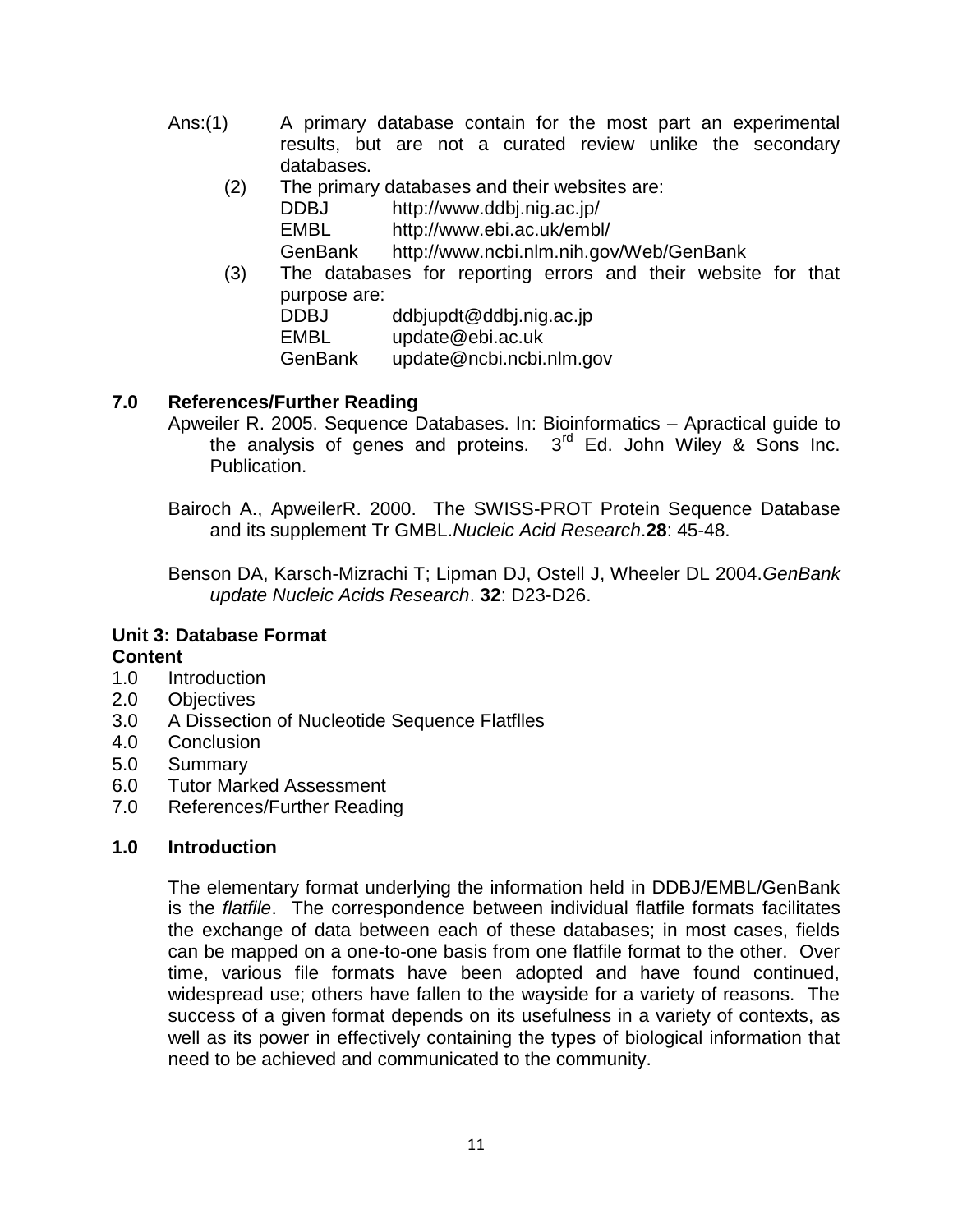Ans:(1) A primary database contain for the most part an experimental results, but are not a curated review unlike the secondary databases.

(2) The primary databases and their websites are:

| | |
|---|---|
| DDBJ | http://www.ddbj.nig.ac.jp/ |
| EMBL | http://www.ebi.ac.uk/embl/ |
| GenBank | http://www.ncbi.nlm.nih.gov/Web/GenBank |

(3) The databases for reporting errors and their website for that purpose are:

| | |
|---|---|
| DDBJ | ddbjupdt@ddbj.nig.ac.jp |
| EMBL | update@ebi.ac.uk |
| GenBank | update@ncbi.ncbi.nlm.gov |

## 7.0 References/Further Reading

Apweiler R. 2005. Sequence Databases. In: Bioinformatics – Apractical guide to the analysis of genes and proteins. 3rd Ed. John Wiley & Sons Inc. Publication.

Bairoch A., ApweilerR. 2000. The SWISS-PROT Protein Sequence Database and its supplement Tr GMBL.*Nucleic Acid Research*.**28**: 45-48.

Benson DA, Karsch-Mizrachi T; Lipman DJ, Ostell J, Wheeler DL 2004.*GenBank update Nucleic Acids Research*. **32**: D23-D26.

## Unit 3: Database Format

**Content**

1.0 Introduction
2.0 Objectives
3.0 A Dissection of Nucleotide Sequence Flatflles
4.0 Conclusion
5.0 Summary
6.0 Tutor Marked Assessment
7.0 References/Further Reading

## 1.0 Introduction

The elementary format underlying the information held in DDBJ/EMBL/GenBank is the *flatfile*. The correspondence between individual flatfile formats facilitates the exchange of data between each of these databases; in most cases, fields can be mapped on a one-to-one basis from one flatfile format to the other. Over time, various file formats have been adopted and have found continued, widespread use; others have fallen to the wayside for a variety of reasons. The success of a given format depends on its usefulness in a variety of contexts, as well as its power in effectively containing the types of biological information that need to be achieved and communicated to the community.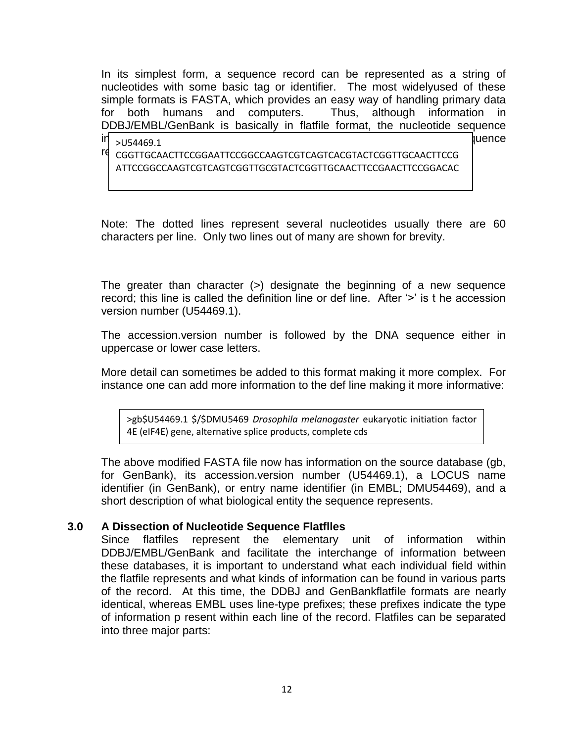In its simplest form, a sequence record can be represented as a string of nucleotides with some basic tag or identifier. The most widelyused of these simple formats is FASTA, which provides an easy way of handling primary data for both humans and computers. Thus, although information in DDBJ/EMBL/GenBank is basically in flatfile format, the nucleotide sequence in [...] quence re[...]

```
>U54469.1
CGGTTGCAACTTCCGGAATTCCGGCCAAGTCGTCAGTCACGTACTCGGTTGCAACTTCCG
ATTCCGGCCAAGTCGTCAGTCGGTTGCGTACTCGGTTGCAACTTCCGAACTTCCGGACAC
```

Note: The dotted lines represent several nucleotides usually there are 60 characters per line. Only two lines out of many are shown for brevity.

The greater than character (>) designate the beginning of a new sequence record; this line is called the definition line or def line. After '>' is t he accession version number (U54469.1).

The accession.version number is followed by the DNA sequence either in uppercase or lower case letters.

More detail can sometimes be added to this format making it more complex. For instance one can add more information to the def line making it more informative:

>gb$U54469.1 $/$DMU5469 *Drosophila melanogaster* eukaryotic initiation factor 4E (eIF4E) gene, alternative splice products, complete cds

The above modified FASTA file now has information on the source database (gb, for GenBank), its accession.version number (U54469.1), a LOCUS name identifier (in GenBank), or entry name identifier (in EMBL; DMU54469), and a short description of what biological entity the sequence represents.

## 3.0 A Dissection of Nucleotide Sequence Flatflles

Since flatfiles represent the elementary unit of information within DDBJ/EMBL/GenBank and facilitate the interchange of information between these databases, it is important to understand what each individual field within the flatfile represents and what kinds of information can be found in various parts of the record. At this time, the DDBJ and GenBankflatfile formats are nearly identical, whereas EMBL uses line-type prefixes; these prefixes indicate the type of information p resent within each line of the record. Flatfiles can be separated into three major parts: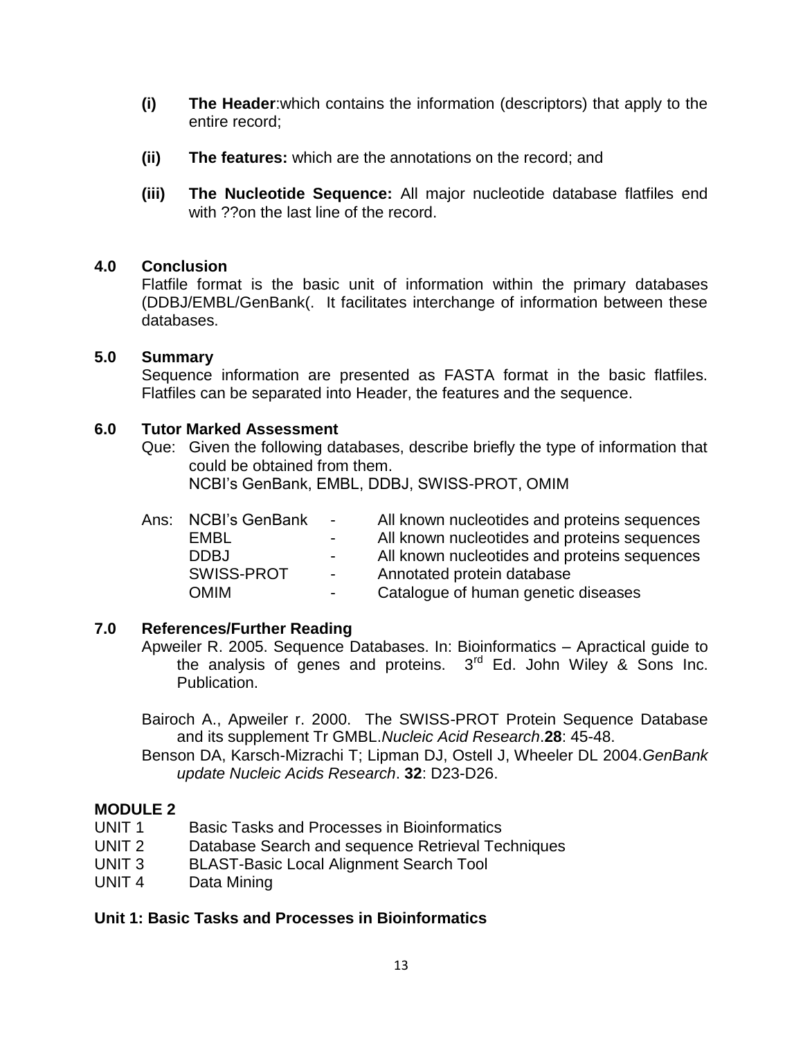**(i)** **The Header**:which contains the information (descriptors) that apply to the entire record;

**(ii)** **The features:** which are the annotations on the record; and

**(iii)** **The Nucleotide Sequence:** All major nucleotide database flatfiles end with ??on the last line of the record.

## 4.0 Conclusion

Flatfile format is the basic unit of information within the primary databases (DDBJ/EMBL/GenBank(. It facilitates interchange of information between these databases.

## 5.0 Summary

Sequence information are presented as FASTA format in the basic flatfiles. Flatfiles can be separated into Header, the features and the sequence.

## 6.0 Tutor Marked Assessment

Que: Given the following databases, describe briefly the type of information that could be obtained from them.
NCBI's GenBank, EMBL, DDBJ, SWISS-PROT, OMIM

Ans:

| | | |
|---|---|---|
| NCBI's GenBank | - | All known nucleotides and proteins sequences |
| EMBL | - | All known nucleotides and proteins sequences |
| DDBJ | - | All known nucleotides and proteins sequences |
| SWISS-PROT | - | Annotated protein database |
| OMIM | - | Catalogue of human genetic diseases |

## 7.0 References/Further Reading

Apweiler R. 2005. Sequence Databases. In: Bioinformatics – Apractical guide to the analysis of genes and proteins. 3rd Ed. John Wiley & Sons Inc. Publication.

Bairoch A., Apweiler r. 2000. The SWISS-PROT Protein Sequence Database and its supplement Tr GMBL.*Nucleic Acid Research*.**28**: 45-48.

Benson DA, Karsch-Mizrachi T; Lipman DJ, Ostell J, Wheeler DL 2004.*GenBank update Nucleic Acids Research*. **32**: D23-D26.

# MODULE 2

UNIT 1 Basic Tasks and Processes in Bioinformatics
UNIT 2 Database Search and sequence Retrieval Techniques
UNIT 3 BLAST-Basic Local Alignment Search Tool
UNIT 4 Data Mining

## Unit 1: Basic Tasks and Processes in Bioinformatics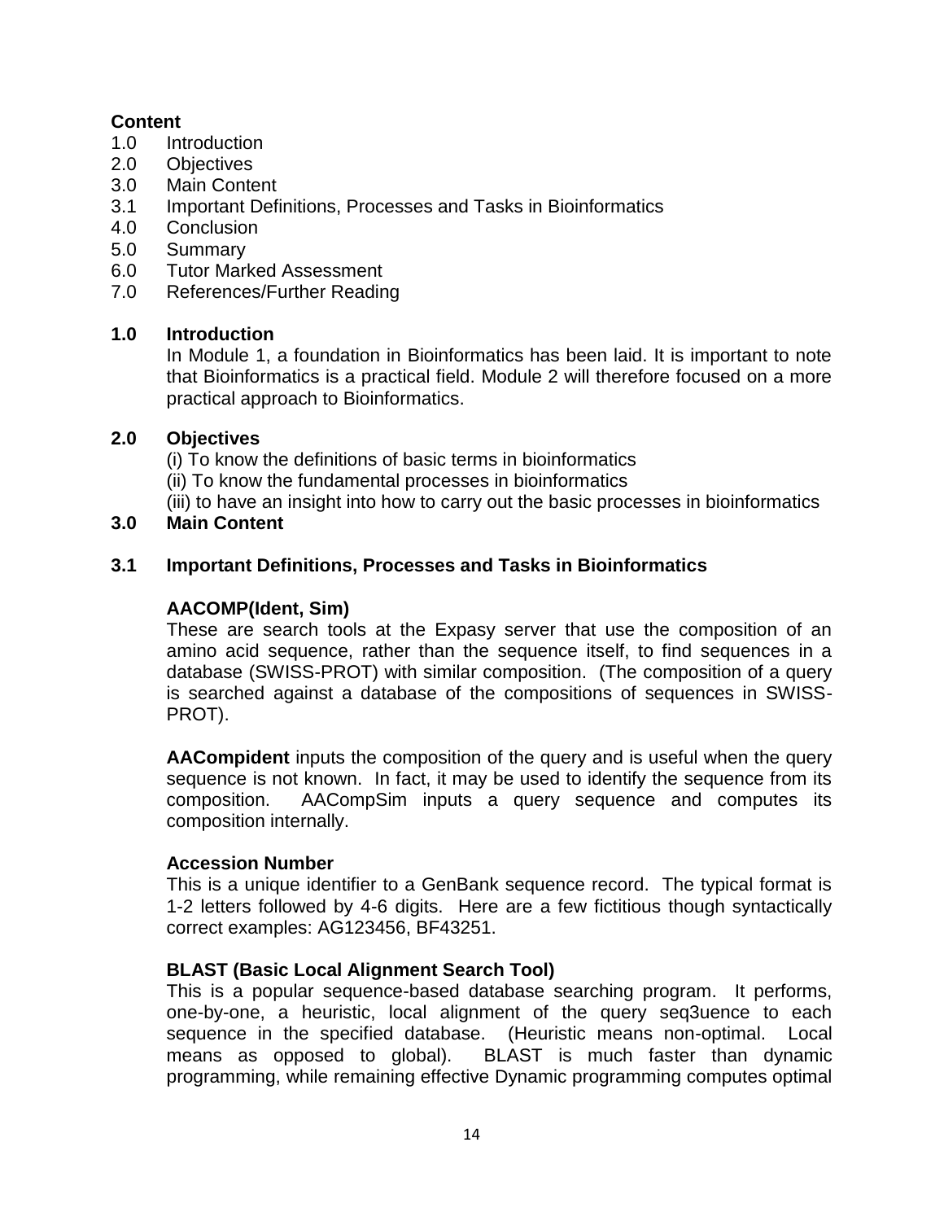**Content**

1.0 Introduction
2.0 Objectives
3.0 Main Content
3.1 Important Definitions, Processes and Tasks in Bioinformatics
4.0 Conclusion
5.0 Summary
6.0 Tutor Marked Assessment
7.0 References/Further Reading

## 1.0 Introduction

In Module 1, a foundation in Bioinformatics has been laid. It is important to note that Bioinformatics is a practical field. Module 2 will therefore focused on a more practical approach to Bioinformatics.

## 2.0 Objectives

(i) To know the definitions of basic terms in bioinformatics
(ii) To know the fundamental processes in bioinformatics
(iii) to have an insight into how to carry out the basic processes in bioinformatics

## 3.0 Main Content

### 3.1 Important Definitions, Processes and Tasks in Bioinformatics

**AACOMP(Ident, Sim)**

These are search tools at the Expasy server that use the composition of an amino acid sequence, rather than the sequence itself, to find sequences in a database (SWISS-PROT) with similar composition. (The composition of a query is searched against a database of the compositions of sequences in SWISS-PROT).

**AACompident** inputs the composition of the query and is useful when the query sequence is not known. In fact, it may be used to identify the sequence from its composition. AACompSim inputs a query sequence and computes its composition internally.

**Accession Number**

This is a unique identifier to a GenBank sequence record. The typical format is 1-2 letters followed by 4-6 digits. Here are a few fictitious though syntactically correct examples: AG123456, BF43251.

**BLAST (Basic Local Alignment Search Tool)**

This is a popular sequence-based database searching program. It performs, one-by-one, a heuristic, local alignment of the query seq3uence to each sequence in the specified database. (Heuristic means non-optimal. Local means as opposed to global). BLAST is much faster than dynamic programming, while remaining effective Dynamic programming computes optimal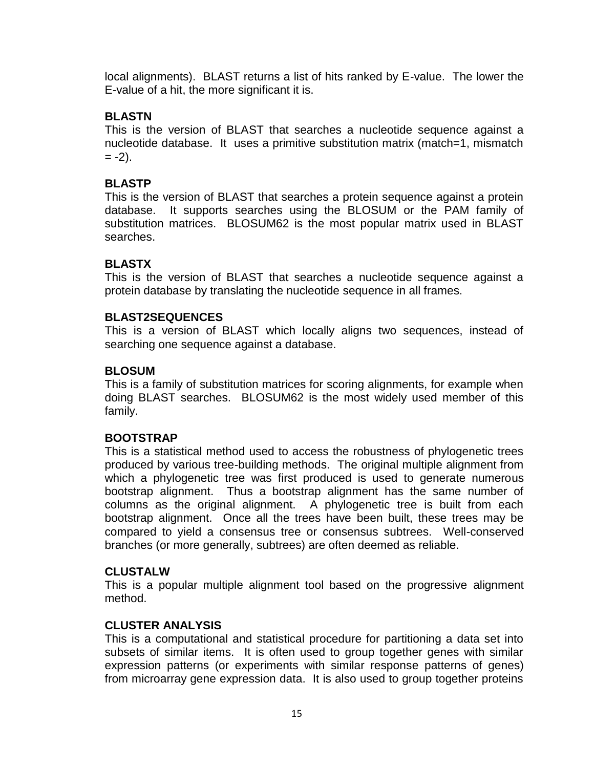local alignments). BLAST returns a list of hits ranked by E-value. The lower the E-value of a hit, the more significant it is.

**BLASTN**
This is the version of BLAST that searches a nucleotide sequence against a nucleotide database. It uses a primitive substitution matrix (match=1, mismatch = -2).

**BLASTP**
This is the version of BLAST that searches a protein sequence against a protein database. It supports searches using the BLOSUM or the PAM family of substitution matrices. BLOSUM62 is the most popular matrix used in BLAST searches.

**BLASTX**
This is the version of BLAST that searches a nucleotide sequence against a protein database by translating the nucleotide sequence in all frames.

**BLAST2SEQUENCES**
This is a version of BLAST which locally aligns two sequences, instead of searching one sequence against a database.

**BLOSUM**
This is a family of substitution matrices for scoring alignments, for example when doing BLAST searches. BLOSUM62 is the most widely used member of this family.

**BOOTSTRAP**
This is a statistical method used to access the robustness of phylogenetic trees produced by various tree-building methods. The original multiple alignment from which a phylogenetic tree was first produced is used to generate numerous bootstrap alignment. Thus a bootstrap alignment has the same number of columns as the original alignment. A phylogenetic tree is built from each bootstrap alignment. Once all the trees have been built, these trees may be compared to yield a consensus tree or consensus subtrees. Well-conserved branches (or more generally, subtrees) are often deemed as reliable.

**CLUSTALW**
This is a popular multiple alignment tool based on the progressive alignment method.

**CLUSTER ANALYSIS**
This is a computational and statistical procedure for partitioning a data set into subsets of similar items. It is often used to group together genes with similar expression patterns (or experiments with similar response patterns of genes) from microarray gene expression data. It is also used to group together proteins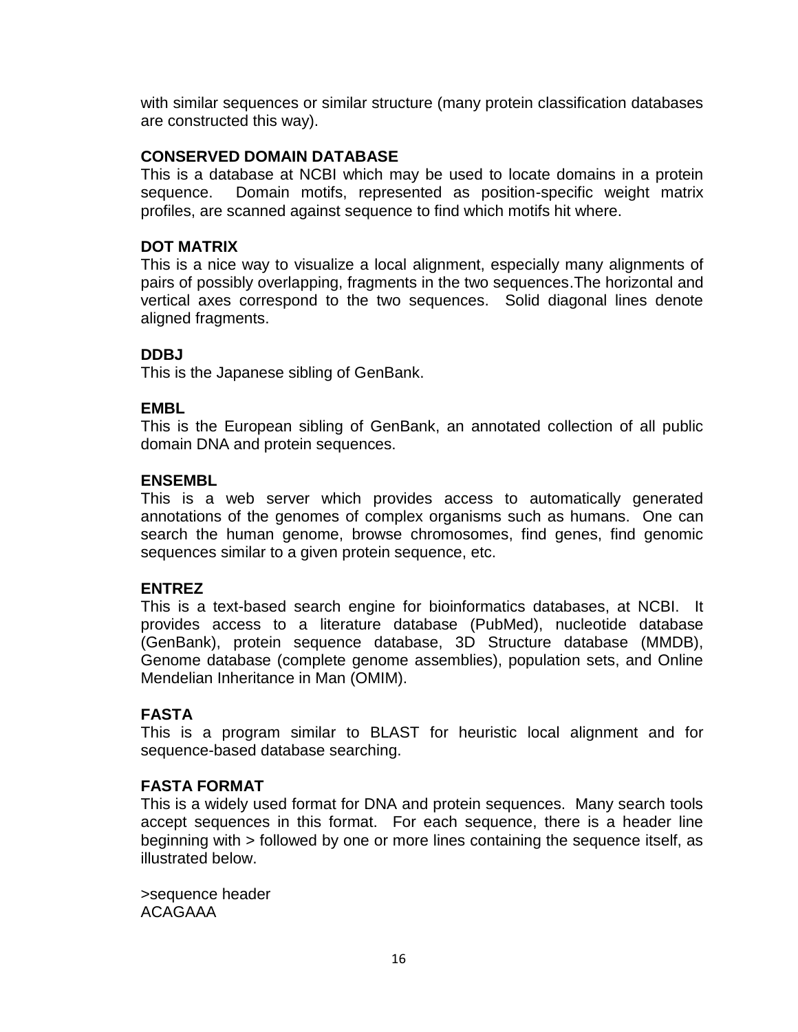with similar sequences or similar structure (many protein classification databases are constructed this way).

**CONSERVED DOMAIN DATABASE**
This is a database at NCBI which may be used to locate domains in a protein sequence. Domain motifs, represented as position-specific weight matrix profiles, are scanned against sequence to find which motifs hit where.

**DOT MATRIX**
This is a nice way to visualize a local alignment, especially many alignments of pairs of possibly overlapping, fragments in the two sequences.The horizontal and vertical axes correspond to the two sequences. Solid diagonal lines denote aligned fragments.

**DDBJ**
This is the Japanese sibling of GenBank.

**EMBL**
This is the European sibling of GenBank, an annotated collection of all public domain DNA and protein sequences.

**ENSEMBL**
This is a web server which provides access to automatically generated annotations of the genomes of complex organisms such as humans. One can search the human genome, browse chromosomes, find genes, find genomic sequences similar to a given protein sequence, etc.

**ENTREZ**
This is a text-based search engine for bioinformatics databases, at NCBI. It provides access to a literature database (PubMed), nucleotide database (GenBank), protein sequence database, 3D Structure database (MMDB), Genome database (complete genome assemblies), population sets, and Online Mendelian Inheritance in Man (OMIM).

**FASTA**
This is a program similar to BLAST for heuristic local alignment and for sequence-based database searching.

**FASTA FORMAT**
This is a widely used format for DNA and protein sequences. Many search tools accept sequences in this format. For each sequence, there is a header line beginning with > followed by one or more lines containing the sequence itself, as illustrated below.

```
>sequence header
ACAGAAA
```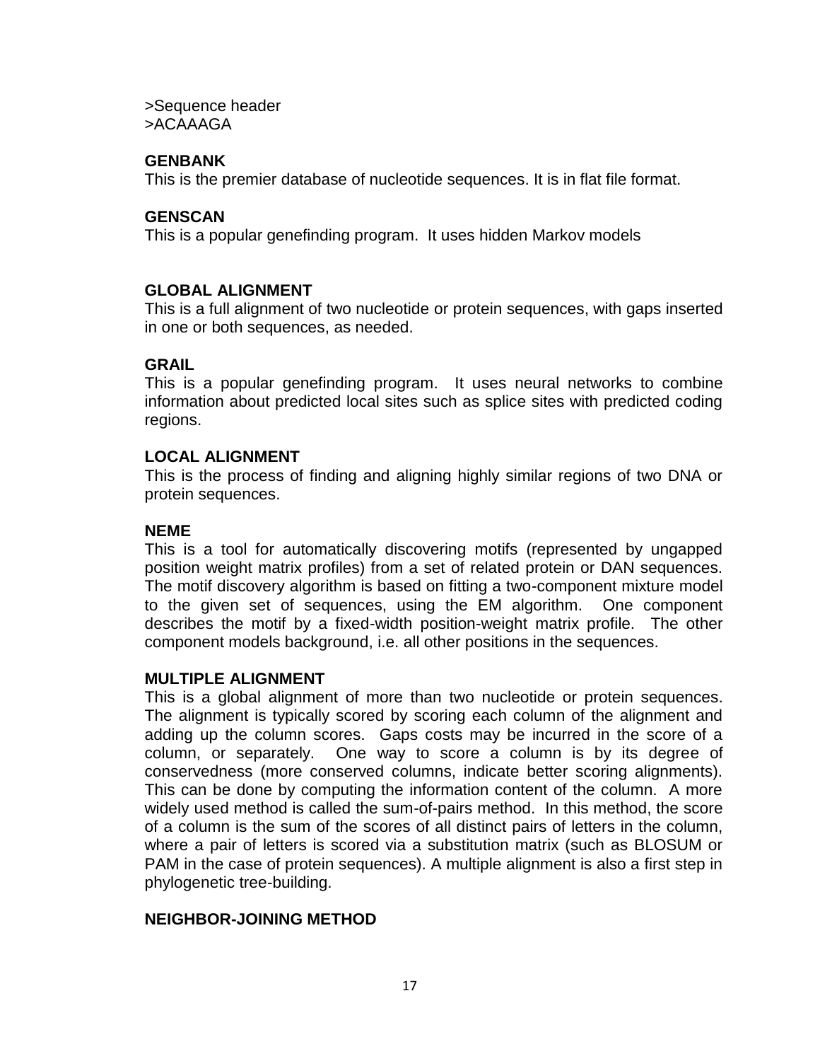>Sequence header
>ACAAAGA

**GENBANK**
This is the premier database of nucleotide sequences. It is in flat file format.

**GENSCAN**
This is a popular genefinding program. It uses hidden Markov models

**GLOBAL ALIGNMENT**
This is a full alignment of two nucleotide or protein sequences, with gaps inserted in one or both sequences, as needed.

**GRAIL**
This is a popular genefinding program. It uses neural networks to combine information about predicted local sites such as splice sites with predicted coding regions.

**LOCAL ALIGNMENT**
This is the process of finding and aligning highly similar regions of two DNA or protein sequences.

**NEME**
This is a tool for automatically discovering motifs (represented by ungapped position weight matrix profiles) from a set of related protein or DAN sequences. The motif discovery algorithm is based on fitting a two-component mixture model to the given set of sequences, using the EM algorithm. One component describes the motif by a fixed-width position-weight matrix profile. The other component models background, i.e. all other positions in the sequences.

**MULTIPLE ALIGNMENT**
This is a global alignment of more than two nucleotide or protein sequences. The alignment is typically scored by scoring each column of the alignment and adding up the column scores. Gaps costs may be incurred in the score of a column, or separately. One way to score a column is by its degree of conservedness (more conserved columns, indicate better scoring alignments). This can be done by computing the information content of the column. A more widely used method is called the sum-of-pairs method. In this method, the score of a column is the sum of the scores of all distinct pairs of letters in the column, where a pair of letters is scored via a substitution matrix (such as BLOSUM or PAM in the case of protein sequences). A multiple alignment is also a first step in phylogenetic tree-building.

**NEIGHBOR-JOINING METHOD**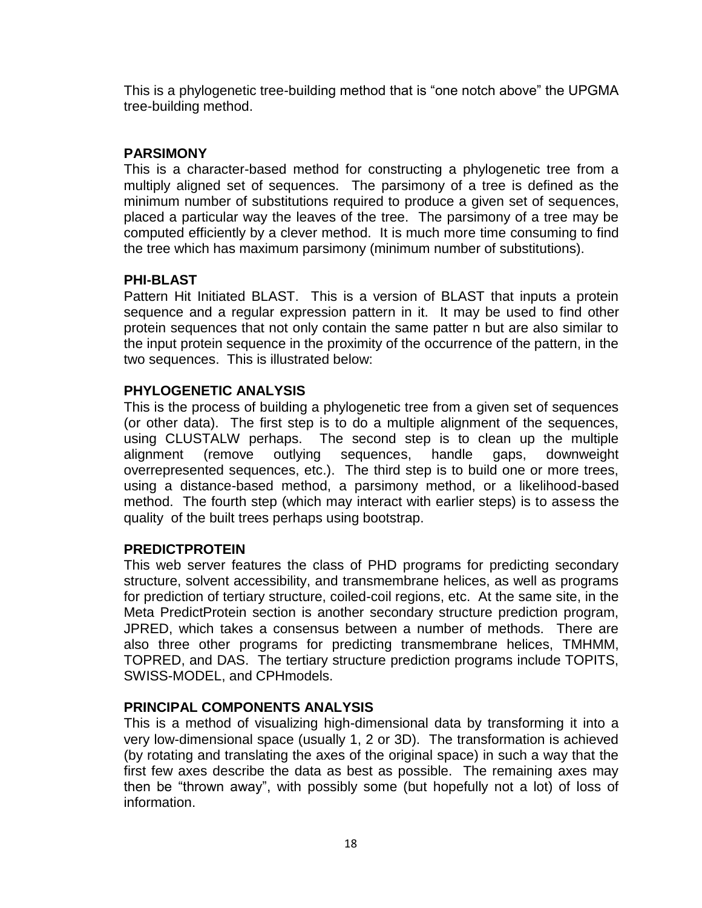This is a phylogenetic tree-building method that is “one notch above” the UPGMA tree-building method.

**PARSIMONY**

This is a character-based method for constructing a phylogenetic tree from a multiply aligned set of sequences. The parsimony of a tree is defined as the minimum number of substitutions required to produce a given set of sequences, placed a particular way the leaves of the tree. The parsimony of a tree may be computed efficiently by a clever method. It is much more time consuming to find the tree which has maximum parsimony (minimum number of substitutions).

**PHI-BLAST**

Pattern Hit Initiated BLAST. This is a version of BLAST that inputs a protein sequence and a regular expression pattern in it. It may be used to find other protein sequences that not only contain the same patter n but are also similar to the input protein sequence in the proximity of the occurrence of the pattern, in the two sequences. This is illustrated below:

**PHYLOGENETIC ANALYSIS**

This is the process of building a phylogenetic tree from a given set of sequences (or other data). The first step is to do a multiple alignment of the sequences, using CLUSTALW perhaps. The second step is to clean up the multiple alignment (remove outlying sequences, handle gaps, downweight overrepresented sequences, etc.). The third step is to build one or more trees, using a distance-based method, a parsimony method, or a likelihood-based method. The fourth step (which may interact with earlier steps) is to assess the quality of the built trees perhaps using bootstrap.

**PREDICTPROTEIN**

This web server features the class of PHD programs for predicting secondary structure, solvent accessibility, and transmembrane helices, as well as programs for prediction of tertiary structure, coiled-coil regions, etc. At the same site, in the Meta PredictProtein section is another secondary structure prediction program, JPRED, which takes a consensus between a number of methods. There are also three other programs for predicting transmembrane helices, TMHMM, TOPRED, and DAS. The tertiary structure prediction programs include TOPITS, SWISS-MODEL, and CPHmodels.

**PRINCIPAL COMPONENTS ANALYSIS**

This is a method of visualizing high-dimensional data by transforming it into a very low-dimensional space (usually 1, 2 or 3D). The transformation is achieved (by rotating and translating the axes of the original space) in such a way that the first few axes describe the data as best as possible. The remaining axes may then be “thrown away”, with possibly some (but hopefully not a lot) of loss of information.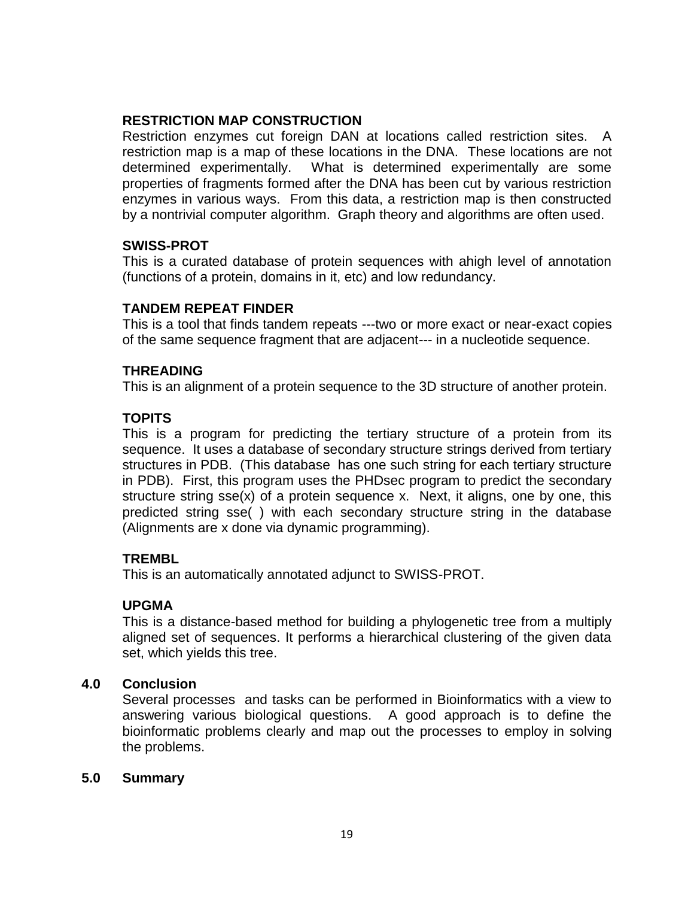**RESTRICTION MAP CONSTRUCTION**

Restriction enzymes cut foreign DAN at locations called restriction sites. A restriction map is a map of these locations in the DNA. These locations are not determined experimentally. What is determined experimentally are some properties of fragments formed after the DNA has been cut by various restriction enzymes in various ways. From this data, a restriction map is then constructed by a nontrivial computer algorithm. Graph theory and algorithms are often used.

**SWISS-PROT**

This is a curated database of protein sequences with ahigh level of annotation (functions of a protein, domains in it, etc) and low redundancy.

**TANDEM REPEAT FINDER**

This is a tool that finds tandem repeats ---two or more exact or near-exact copies of the same sequence fragment that are adjacent--- in a nucleotide sequence.

**THREADING**

This is an alignment of a protein sequence to the 3D structure of another protein.

**TOPITS**

This is a program for predicting the tertiary structure of a protein from its sequence. It uses a database of secondary structure strings derived from tertiary structures in PDB. (This database has one such string for each tertiary structure in PDB). First, this program uses the PHDsec program to predict the secondary structure string sse(x) of a protein sequence x. Next, it aligns, one by one, this predicted string sse( ) with each secondary structure string in the database (Alignments are x done via dynamic programming).

**TREMBL**

This is an automatically annotated adjunct to SWISS-PROT.

**UPGMA**

This is a distance-based method for building a phylogenetic tree from a multiply aligned set of sequences. It performs a hierarchical clustering of the given data set, which yields this tree.

## 4.0 Conclusion

Several processes and tasks can be performed in Bioinformatics with a view to answering various biological questions. A good approach is to define the bioinformatic problems clearly and map out the processes to employ in solving the problems.

## 5.0 Summary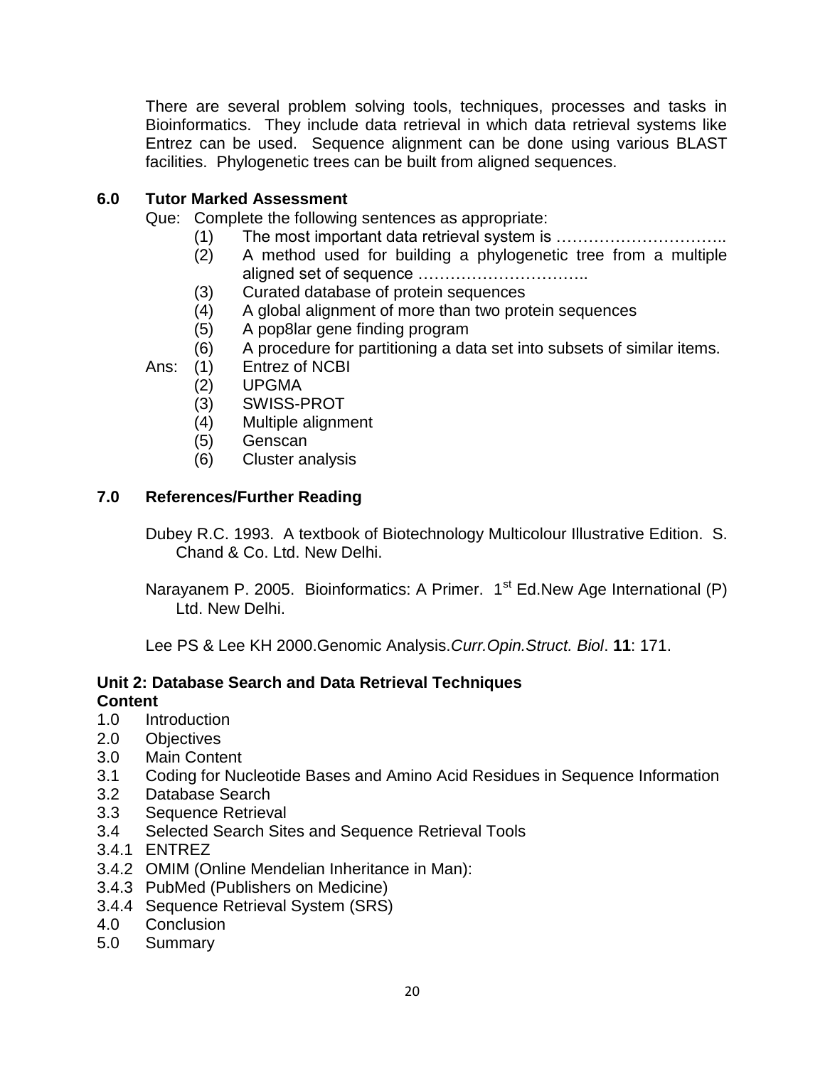There are several problem solving tools, techniques, processes and tasks in Bioinformatics. They include data retrieval in which data retrieval systems like Entrez can be used. Sequence alignment can be done using various BLAST facilities. Phylogenetic trees can be built from aligned sequences.

## 6.0 Tutor Marked Assessment

Que: Complete the following sentences as appropriate:

(1) The most important data retrieval system is …………………………..
(2) A method used for building a phylogenetic tree from a multiple aligned set of sequence …………………………..
(3) Curated database of protein sequences
(4) A global alignment of more than two protein sequences
(5) A pop8lar gene finding program
(6) A procedure for partitioning a data set into subsets of similar items.

Ans:

(1) Entrez of NCBI
(2) UPGMA
(3) SWISS-PROT
(4) Multiple alignment
(5) Genscan
(6) Cluster analysis

## 7.0 References/Further Reading

Dubey R.C. 1993. A textbook of Biotechnology Multicolour Illustrative Edition. S. Chand & Co. Ltd. New Delhi.

Narayanem P. 2005. Bioinformatics: A Primer. 1st Ed.New Age International (P) Ltd. New Delhi.

Lee PS & Lee KH 2000.Genomic Analysis.*Curr.Opin.Struct. Biol*. **11**: 171.

# Unit 2: Database Search and Data Retrieval Techniques

**Content**

1.0 Introduction
2.0 Objectives
3.0 Main Content
3.1 Coding for Nucleotide Bases and Amino Acid Residues in Sequence Information
3.2 Database Search
3.3 Sequence Retrieval
3.4 Selected Search Sites and Sequence Retrieval Tools
3.4.1 ENTREZ
3.4.2 OMIM (Online Mendelian Inheritance in Man):
3.4.3 PubMed (Publishers on Medicine)
3.4.4 Sequence Retrieval System (SRS)
4.0 Conclusion
5.0 Summary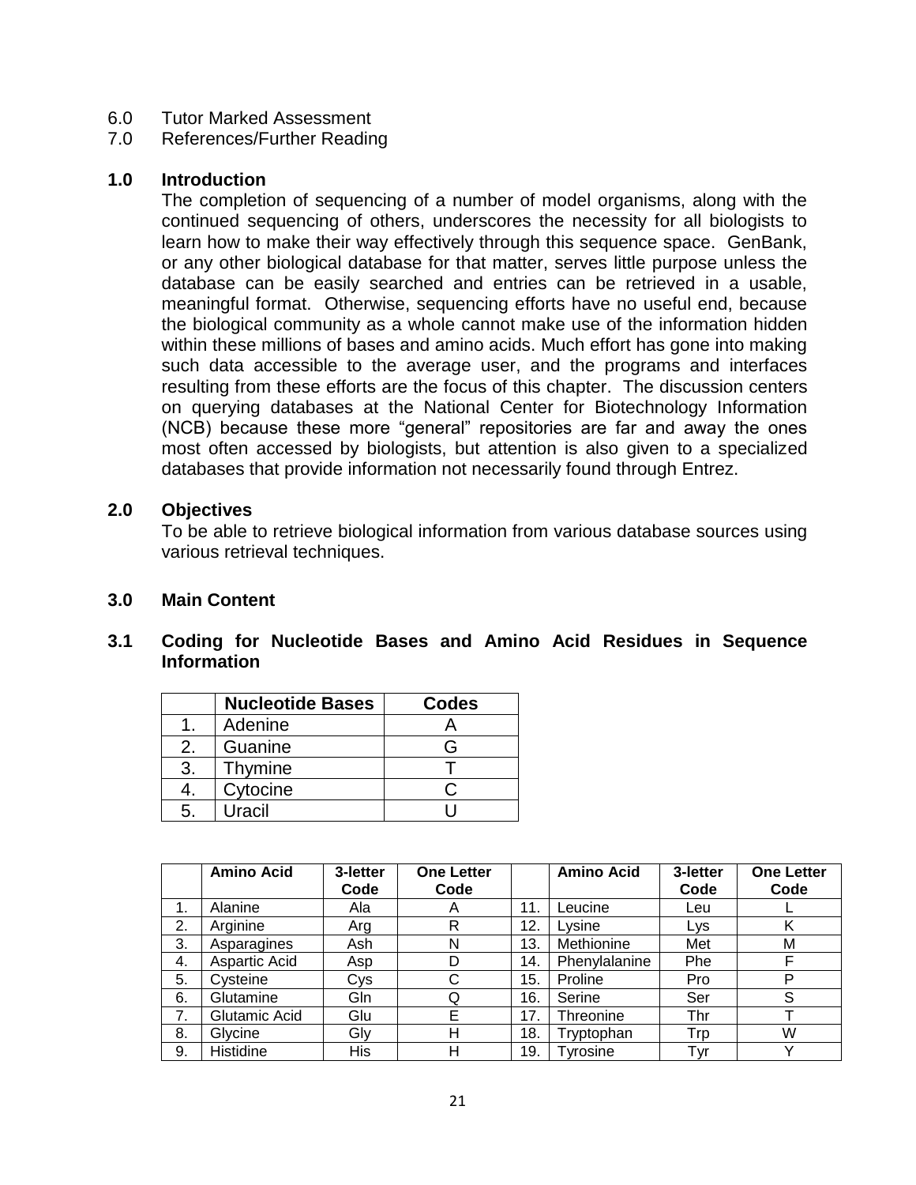6.0 Tutor Marked Assessment
7.0 References/Further Reading

## 1.0 Introduction

The completion of sequencing of a number of model organisms, along with the continued sequencing of others, underscores the necessity for all biologists to learn how to make their way effectively through this sequence space. GenBank, or any other biological database for that matter, serves little purpose unless the database can be easily searched and entries can be retrieved in a usable, meaningful format. Otherwise, sequencing efforts have no useful end, because the biological community as a whole cannot make use of the information hidden within these millions of bases and amino acids. Much effort has gone into making such data accessible to the average user, and the programs and interfaces resulting from these efforts are the focus of this chapter. The discussion centers on querying databases at the National Center for Biotechnology Information (NCB) because these more "general" repositories are far and away the ones most often accessed by biologists, but attention is also given to a specialized databases that provide information not necessarily found through Entrez.

## 2.0 Objectives

To be able to retrieve biological information from various database sources using various retrieval techniques.

## 3.0 Main Content

### 3.1 Coding for Nucleotide Bases and Amino Acid Residues in Sequence Information

| | Nucleotide Bases | Codes |
|---|---|---|
| 1. | Adenine | A |
| 2. | Guanine | G |
| 3. | Thymine | T |
| 4. | Cytocine | C |
| 5. | Uracil | U |

| | Amino Acid | 3-letter Code | One Letter Code | | Amino Acid | 3-letter Code | One Letter Code |
|---|---|---|---|---|---|---|---|
| 1. | Alanine | Ala | A | 11. | Leucine | Leu | L |
| 2. | Arginine | Arg | R | 12. | Lysine | Lys | K |
| 3. | Asparagines | Ash | N | 13. | Methionine | Met | M |
| 4. | Aspartic Acid | Asp | D | 14. | Phenylalanine | Phe | F |
| 5. | Cysteine | Cys | C | 15. | Proline | Pro | P |
| 6. | Glutamine | Gln | Q | 16. | Serine | Ser | S |
| 7. | Glutamic Acid | Glu | E | 17. | Threonine | Thr | T |
| 8. | Glycine | Gly | H | 18. | Tryptophan | Trp | W |
| 9. | Histidine | His | H | 19. | Tyrosine | Tyr | Y |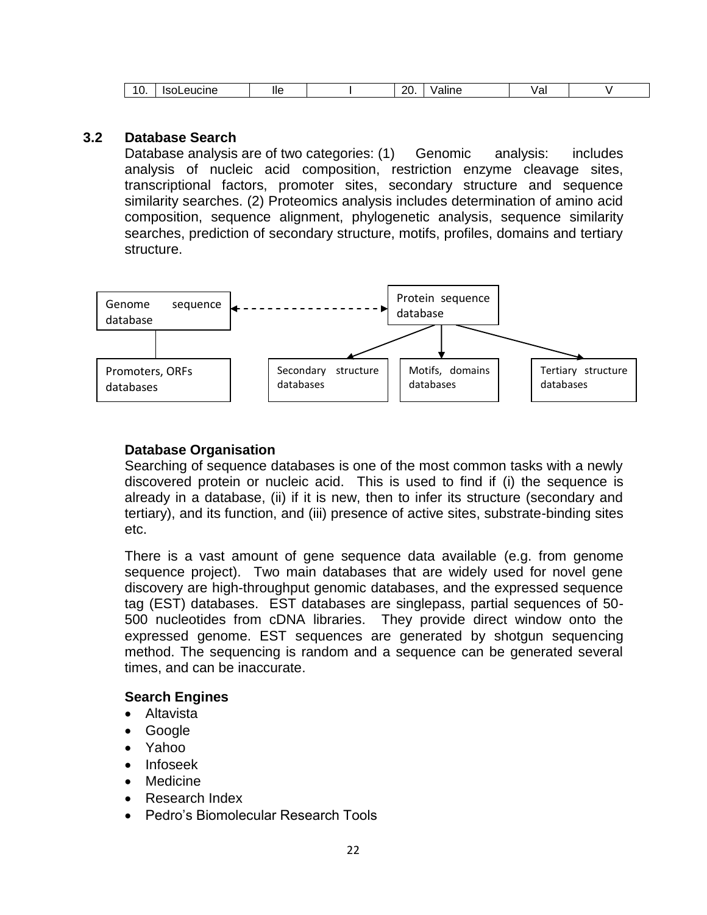| 10. | IsoLeucine | Ile | I | 20. | Valine | Val | V |
|---|---|---|---|---|---|---|---|

## 3.2 Database Search

Database analysis are of two categories: (1) Genomic analysis: includes analysis of nucleic acid composition, restriction enzyme cleavage sites, transcriptional factors, promoter sites, secondary structure and sequence similarity searches. (2) Proteomics analysis includes determination of amino acid composition, sequence alignment, phylogenetic analysis, sequence similarity searches, prediction of secondary structure, motifs, profiles, domains and tertiary structure.

Genome sequence database ←- - - - - - - - - →  Protein sequence database

Genome sequence database — Promoters, ORFs databases

Protein sequence database → Secondary structure databases

Protein sequence database → Motifs, domains databases

Protein sequence database → Tertiary structure databases

### Database Organisation

Searching of sequence databases is one of the most common tasks with a newly discovered protein or nucleic acid. This is used to find if (i) the sequence is already in a database, (ii) if it is new, then to infer its structure (secondary and tertiary), and its function, and (iii) presence of active sites, substrate-binding sites etc.

There is a vast amount of gene sequence data available (e.g. from genome sequence project). Two main databases that are widely used for novel gene discovery are high-throughput genomic databases, and the expressed sequence tag (EST) databases. EST databases are singlepass, partial sequences of 50-500 nucleotides from cDNA libraries. They provide direct window onto the expressed genome. EST sequences are generated by shotgun sequencing method. The sequencing is random and a sequence can be generated several times, and can be inaccurate.

### Search Engines

- Altavista
- Google
- Yahoo
- Infoseek
- Medicine
- Research Index
- Pedro's Biomolecular Research Tools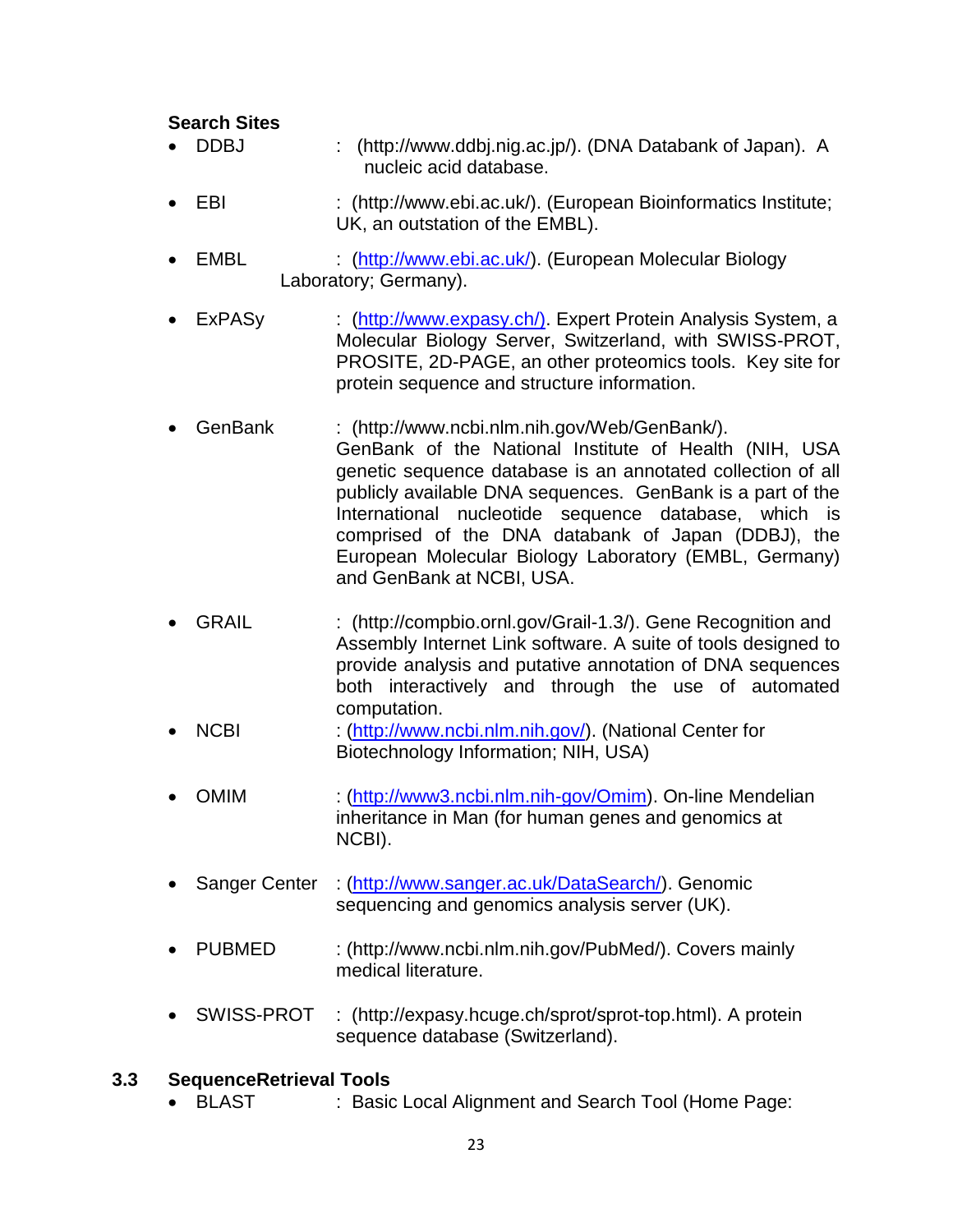**Search Sites**

- DDBJ : (http://www.ddbj.nig.ac.jp/). (DNA Databank of Japan). A nucleic acid database.
- EBI : (http://www.ebi.ac.uk/). (European Bioinformatics Institute; UK, an outstation of the EMBL).
- EMBL : (http://www.ebi.ac.uk/). (European Molecular Biology Laboratory; Germany).
- ExPASy : (http://www.expasy.ch/). Expert Protein Analysis System, a Molecular Biology Server, Switzerland, with SWISS-PROT, PROSITE, 2D-PAGE, an other proteomics tools. Key site for protein sequence and structure information.
- GenBank : (http://www.ncbi.nlm.nih.gov/Web/GenBank/). GenBank of the National Institute of Health (NIH, USA genetic sequence database is an annotated collection of all publicly available DNA sequences. GenBank is a part of the International nucleotide sequence database, which is comprised of the DNA databank of Japan (DDBJ), the European Molecular Biology Laboratory (EMBL, Germany) and GenBank at NCBI, USA.
- GRAIL : (http://compbio.ornl.gov/Grail-1.3/). Gene Recognition and Assembly Internet Link software. A suite of tools designed to provide analysis and putative annotation of DNA sequences both interactively and through the use of automated computation.
- NCBI : (http://www.ncbi.nlm.nih.gov/). (National Center for Biotechnology Information; NIH, USA)
- OMIM : (http://www3.ncbi.nlm.nih-gov/Omim). On-line Mendelian inheritance in Man (for human genes and genomics at NCBI).
- Sanger Center : (http://www.sanger.ac.uk/DataSearch/). Genomic sequencing and genomics analysis server (UK).
- PUBMED : (http://www.ncbi.nlm.nih.gov/PubMed/). Covers mainly medical literature.
- SWISS-PROT : (http://expasy.hcuge.ch/sprot/sprot-top.html). A protein sequence database (Switzerland).

## 3.3 SequenceRetrieval Tools

- BLAST : Basic Local Alignment and Search Tool (Home Page: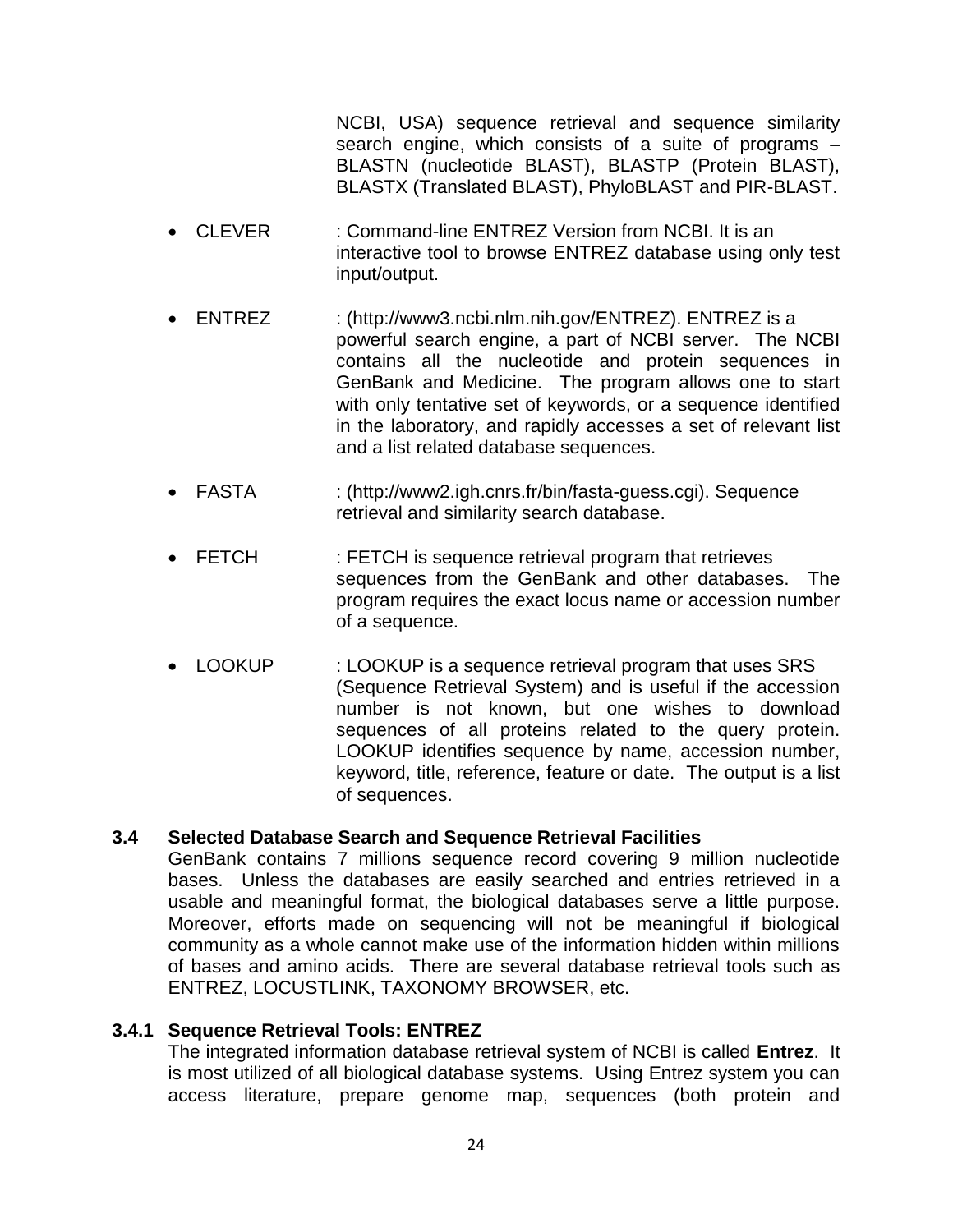NCBI, USA) sequence retrieval and sequence similarity search engine, which consists of a suite of programs – BLASTN (nucleotide BLAST), BLASTP (Protein BLAST), BLASTX (Translated BLAST), PhyloBLAST and PIR-BLAST.

- CLEVER : Command-line ENTREZ Version from NCBI. It is an interactive tool to browse ENTREZ database using only test input/output.

- ENTREZ : (http://www3.ncbi.nlm.nih.gov/ENTREZ). ENTREZ is a powerful search engine, a part of NCBI server. The NCBI contains all the nucleotide and protein sequences in GenBank and Medicine. The program allows one to start with only tentative set of keywords, or a sequence identified in the laboratory, and rapidly accesses a set of relevant list and a list related database sequences.

- FASTA : (http://www2.igh.cnrs.fr/bin/fasta-guess.cgi). Sequence retrieval and similarity search database.

- FETCH : FETCH is sequence retrieval program that retrieves sequences from the GenBank and other databases. The program requires the exact locus name or accession number of a sequence.

- LOOKUP : LOOKUP is a sequence retrieval program that uses SRS (Sequence Retrieval System) and is useful if the accession number is not known, but one wishes to download sequences of all proteins related to the query protein. LOOKUP identifies sequence by name, accession number, keyword, title, reference, feature or date. The output is a list of sequences.

### 3.4 Selected Database Search and Sequence Retrieval Facilities

GenBank contains 7 millions sequence record covering 9 million nucleotide bases. Unless the databases are easily searched and entries retrieved in a usable and meaningful format, the biological databases serve a little purpose. Moreover, efforts made on sequencing will not be meaningful if biological community as a whole cannot make use of the information hidden within millions of bases and amino acids. There are several database retrieval tools such as ENTREZ, LOCUSTLINK, TAXONOMY BROWSER, etc.

#### 3.4.1 Sequence Retrieval Tools: ENTREZ

The integrated information database retrieval system of NCBI is called **Entrez**. It is most utilized of all biological database systems. Using Entrez system you can access literature, prepare genome map, sequences (both protein and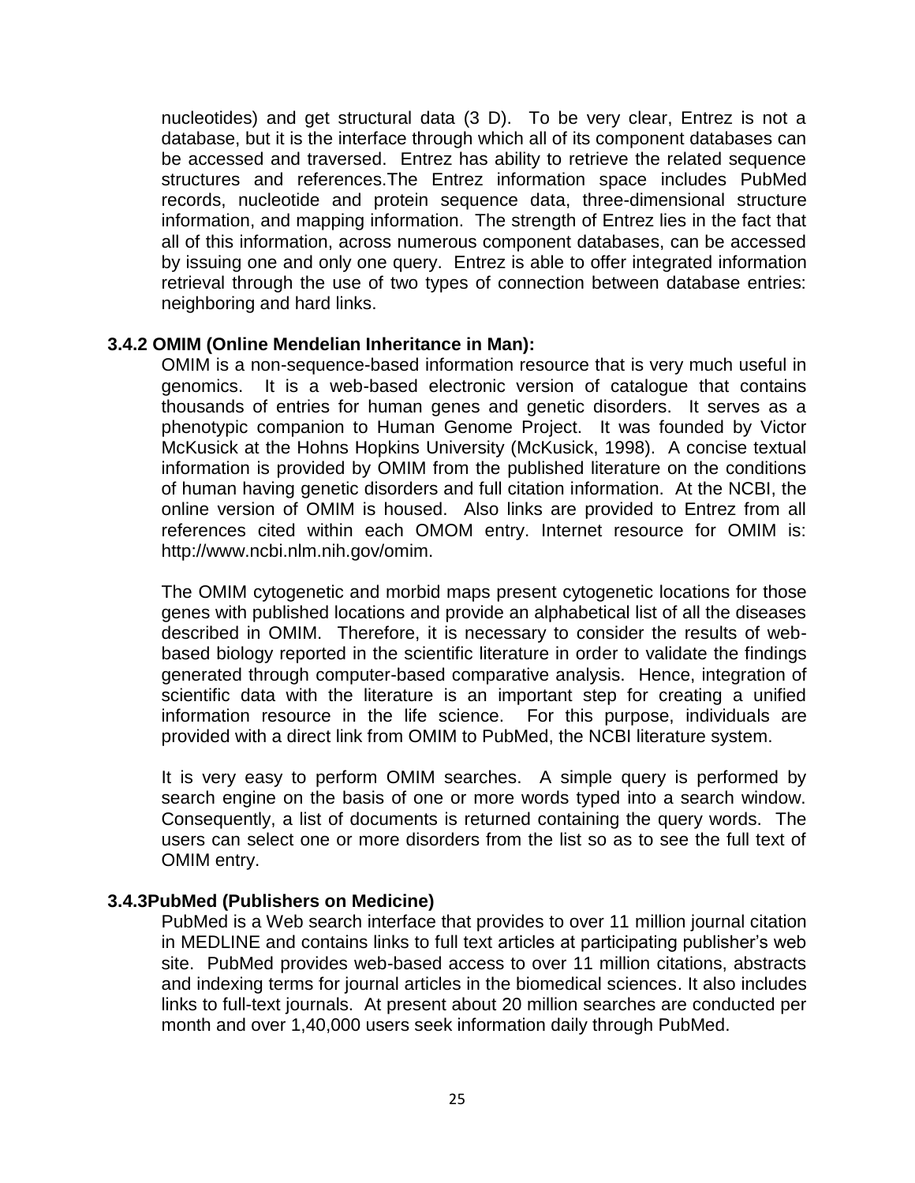nucleotides) and get structural data (3 D). To be very clear, Entrez is not a database, but it is the interface through which all of its component databases can be accessed and traversed. Entrez has ability to retrieve the related sequence structures and references.The Entrez information space includes PubMed records, nucleotide and protein sequence data, three-dimensional structure information, and mapping information. The strength of Entrez lies in the fact that all of this information, across numerous component databases, can be accessed by issuing one and only one query. Entrez is able to offer integrated information retrieval through the use of two types of connection between database entries: neighboring and hard links.

### 3.4.2 OMIM (Online Mendelian Inheritance in Man):

OMIM is a non-sequence-based information resource that is very much useful in genomics. It is a web-based electronic version of catalogue that contains thousands of entries for human genes and genetic disorders. It serves as a phenotypic companion to Human Genome Project. It was founded by Victor McKusick at the Hohns Hopkins University (McKusick, 1998). A concise textual information is provided by OMIM from the published literature on the conditions of human having genetic disorders and full citation information. At the NCBI, the online version of OMIM is housed. Also links are provided to Entrez from all references cited within each OMOM entry. Internet resource for OMIM is: http://www.ncbi.nlm.nih.gov/omim.

The OMIM cytogenetic and morbid maps present cytogenetic locations for those genes with published locations and provide an alphabetical list of all the diseases described in OMIM. Therefore, it is necessary to consider the results of web-based biology reported in the scientific literature in order to validate the findings generated through computer-based comparative analysis. Hence, integration of scientific data with the literature is an important step for creating a unified information resource in the life science. For this purpose, individuals are provided with a direct link from OMIM to PubMed, the NCBI literature system.

It is very easy to perform OMIM searches. A simple query is performed by search engine on the basis of one or more words typed into a search window. Consequently, a list of documents is returned containing the query words. The users can select one or more disorders from the list so as to see the full text of OMIM entry.

### 3.4.3PubMed (Publishers on Medicine)

PubMed is a Web search interface that provides to over 11 million journal citation in MEDLINE and contains links to full text articles at participating publisher's web site. PubMed provides web-based access to over 11 million citations, abstracts and indexing terms for journal articles in the biomedical sciences. It also includes links to full-text journals. At present about 20 million searches are conducted per month and over 1,40,000 users seek information daily through PubMed.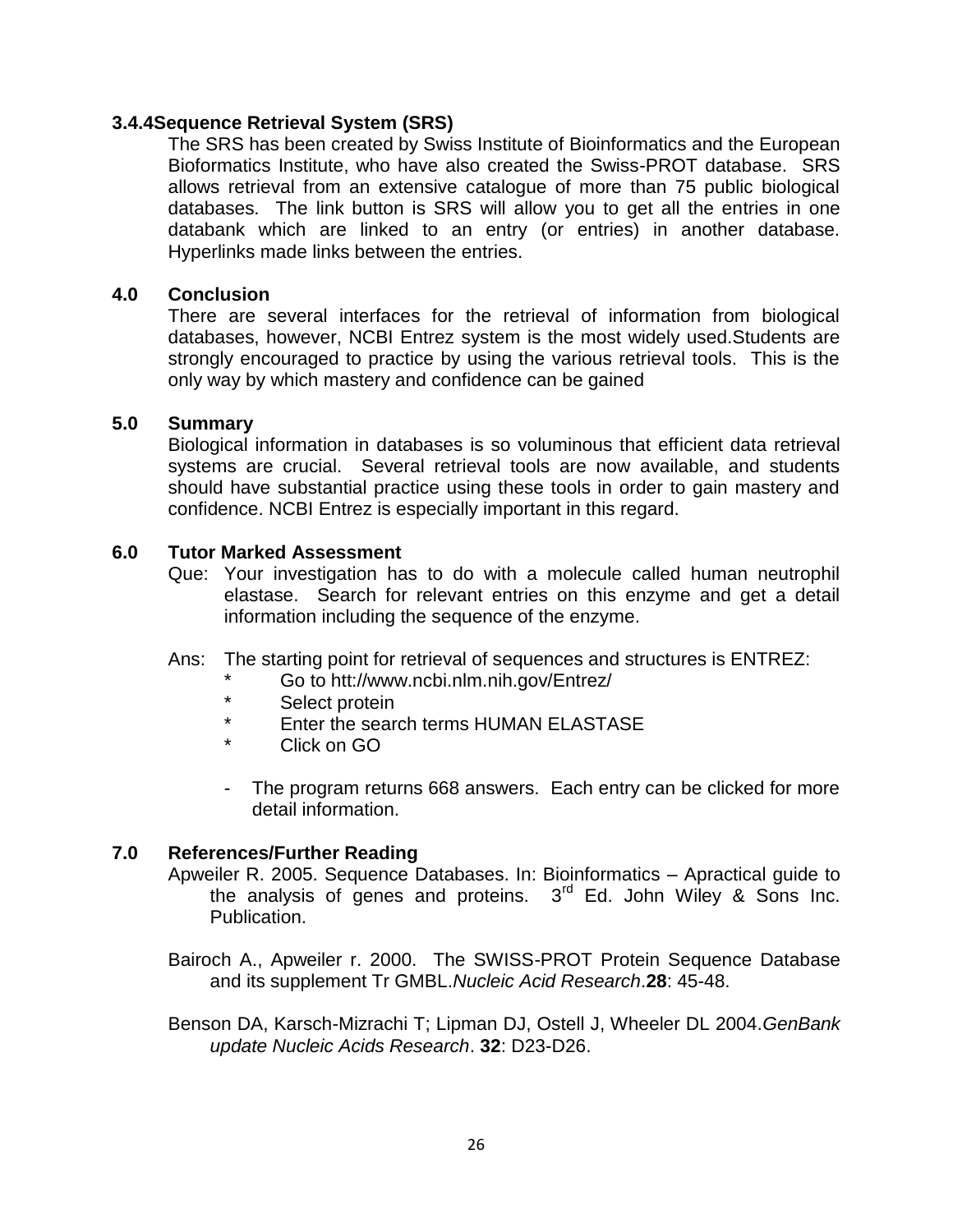### 3.4.4Sequence Retrieval System (SRS)

The SRS has been created by Swiss Institute of Bioinformatics and the European Bioformatics Institute, who have also created the Swiss-PROT database. SRS allows retrieval from an extensive catalogue of more than 75 public biological databases. The link button is SRS will allow you to get all the entries in one databank which are linked to an entry (or entries) in another database. Hyperlinks made links between the entries.

## 4.0 Conclusion

There are several interfaces for the retrieval of information from biological databases, however, NCBI Entrez system is the most widely used.Students are strongly encouraged to practice by using the various retrieval tools. This is the only way by which mastery and confidence can be gained

## 5.0 Summary

Biological information in databases is so voluminous that efficient data retrieval systems are crucial. Several retrieval tools are now available, and students should have substantial practice using these tools in order to gain mastery and confidence. NCBI Entrez is especially important in this regard.

## 6.0 Tutor Marked Assessment

Que: Your investigation has to do with a molecule called human neutrophil elastase. Search for relevant entries on this enzyme and get a detail information including the sequence of the enzyme.

Ans: The starting point for retrieval of sequences and structures is ENTREZ:

- Go to htt://www.ncbi.nlm.nih.gov/Entrez/
- Select protein
- Enter the search terms HUMAN ELASTASE
- Click on GO

  - The program returns 668 answers. Each entry can be clicked for more detail information.

## 7.0 References/Further Reading

Apweiler R. 2005. Sequence Databases. In: Bioinformatics – Apractical guide to the analysis of genes and proteins. 3rd Ed. John Wiley & Sons Inc. Publication.

Bairoch A., Apweiler r. 2000. The SWISS-PROT Protein Sequence Database and its supplement Tr GMBL.*Nucleic Acid Research*.**28**: 45-48.

Benson DA, Karsch-Mizrachi T; Lipman DJ, Ostell J, Wheeler DL 2004.*GenBank update Nucleic Acids Research*. **32**: D23-D26.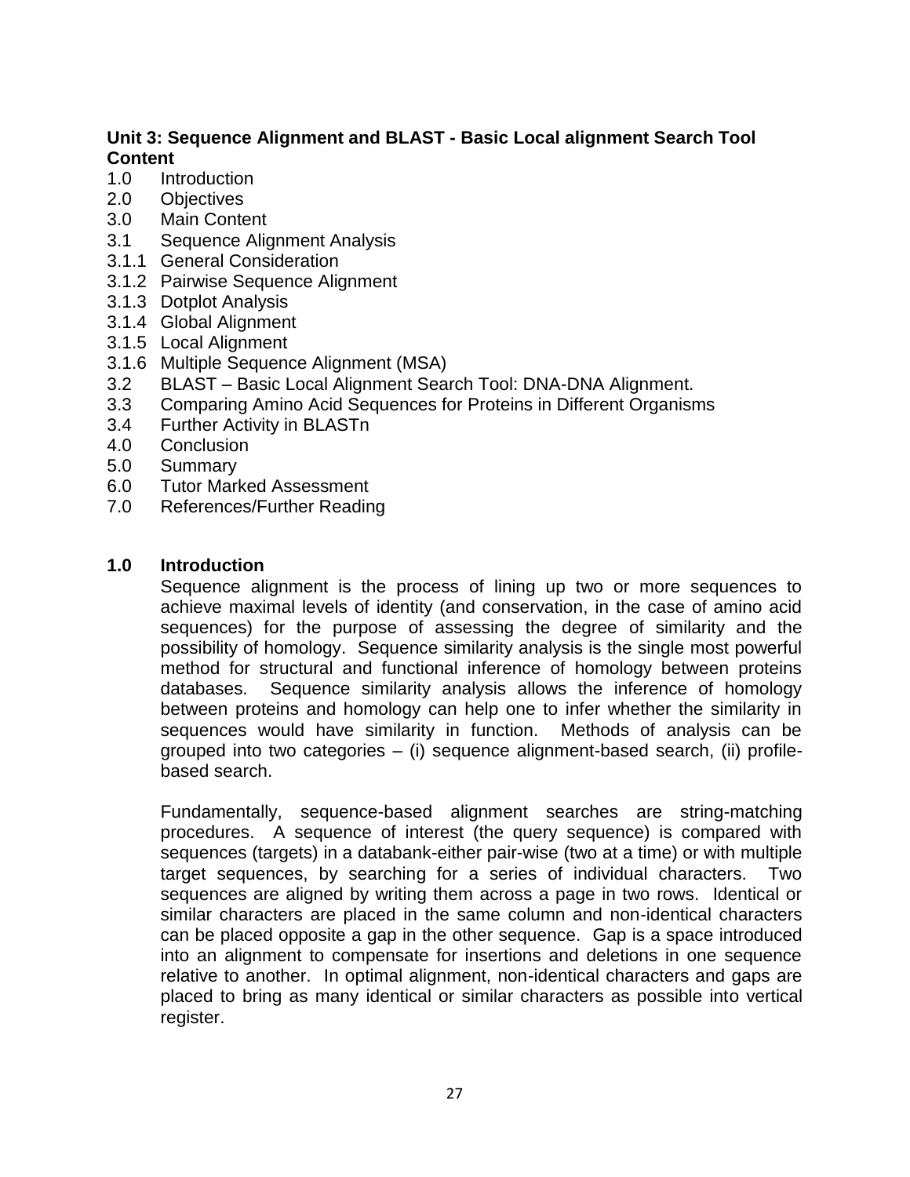**Unit 3: Sequence Alignment and BLAST - Basic Local alignment Search Tool**

**Content**

1.0 Introduction
2.0 Objectives
3.0 Main Content
3.1 Sequence Alignment Analysis
3.1.1 General Consideration
3.1.2 Pairwise Sequence Alignment
3.1.3 Dotplot Analysis
3.1.4 Global Alignment
3.1.5 Local Alignment
3.1.6 Multiple Sequence Alignment (MSA)
3.2 BLAST – Basic Local Alignment Search Tool: DNA-DNA Alignment.
3.3 Comparing Amino Acid Sequences for Proteins in Different Organisms
3.4 Further Activity in BLASTn
4.0 Conclusion
5.0 Summary
6.0 Tutor Marked Assessment
7.0 References/Further Reading

**1.0 Introduction**

Sequence alignment is the process of lining up two or more sequences to achieve maximal levels of identity (and conservation, in the case of amino acid sequences) for the purpose of assessing the degree of similarity and the possibility of homology. Sequence similarity analysis is the single most powerful method for structural and functional inference of homology between proteins databases. Sequence similarity analysis allows the inference of homology between proteins and homology can help one to infer whether the similarity in sequences would have similarity in function. Methods of analysis can be grouped into two categories – (i) sequence alignment-based search, (ii) profile-based search.

Fundamentally, sequence-based alignment searches are string-matching procedures. A sequence of interest (the query sequence) is compared with sequences (targets) in a databank-either pair-wise (two at a time) or with multiple target sequences, by searching for a series of individual characters. Two sequences are aligned by writing them across a page in two rows. Identical or similar characters are placed in the same column and non-identical characters can be placed opposite a gap in the other sequence. Gap is a space introduced into an alignment to compensate for insertions and deletions in one sequence relative to another. In optimal alignment, non-identical characters and gaps are placed to bring as many identical or similar characters as possible into vertical register.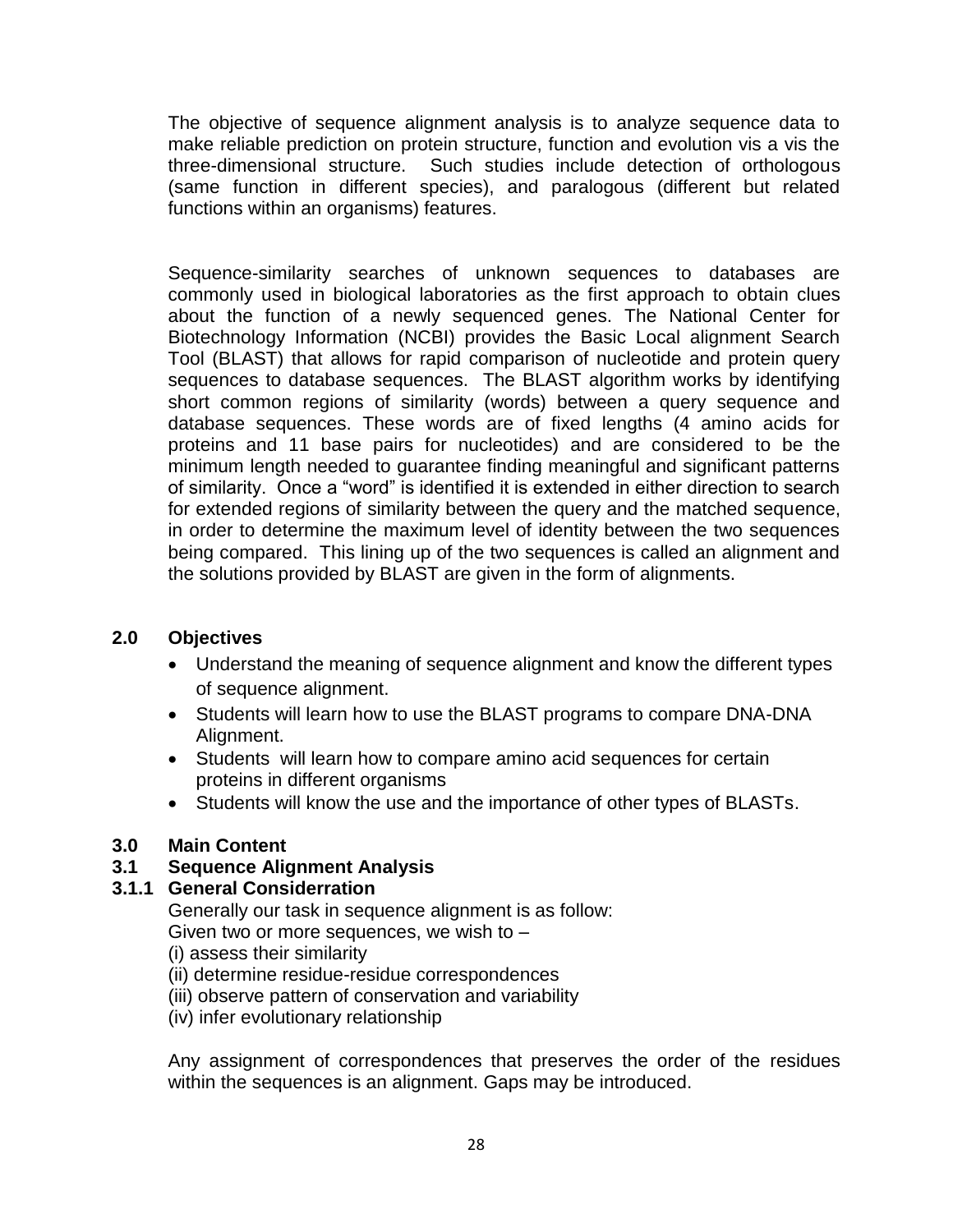The objective of sequence alignment analysis is to analyze sequence data to make reliable prediction on protein structure, function and evolution vis a vis the three-dimensional structure. Such studies include detection of orthologous (same function in different species), and paralogous (different but related functions within an organisms) features.

Sequence-similarity searches of unknown sequences to databases are commonly used in biological laboratories as the first approach to obtain clues about the function of a newly sequenced genes. The National Center for Biotechnology Information (NCBI) provides the Basic Local alignment Search Tool (BLAST) that allows for rapid comparison of nucleotide and protein query sequences to database sequences. The BLAST algorithm works by identifying short common regions of similarity (words) between a query sequence and database sequences. These words are of fixed lengths (4 amino acids for proteins and 11 base pairs for nucleotides) and are considered to be the minimum length needed to guarantee finding meaningful and significant patterns of similarity. Once a “word” is identified it is extended in either direction to search for extended regions of similarity between the query and the matched sequence, in order to determine the maximum level of identity between the two sequences being compared. This lining up of the two sequences is called an alignment and the solutions provided by BLAST are given in the form of alignments.

## 2.0 Objectives

- Understand the meaning of sequence alignment and know the different types of sequence alignment.
- Students will learn how to use the BLAST programs to compare DNA-DNA Alignment.
- Students will learn how to compare amino acid sequences for certain proteins in different organisms
- Students will know the use and the importance of other types of BLASTs.

## 3.0 Main Content

## 3.1 Sequence Alignment Analysis

### 3.1.1 General Considerration

Generally our task in sequence alignment is as follow:
Given two or more sequences, we wish to –
(i) assess their similarity
(ii) determine residue-residue correspondences
(iii) observe pattern of conservation and variability
(iv) infer evolutionary relationship

Any assignment of correspondences that preserves the order of the residues within the sequences is an alignment. Gaps may be introduced.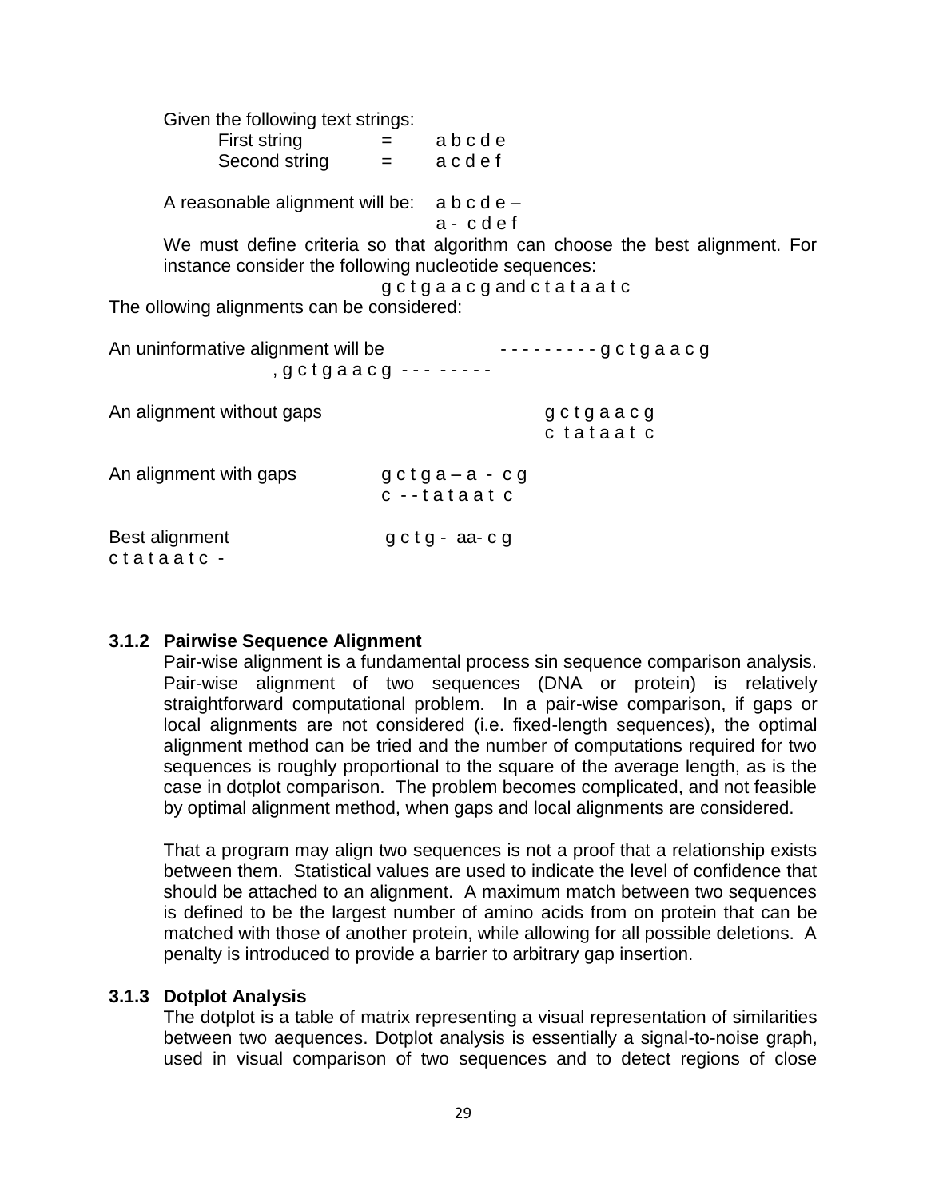Given the following text strings:

First string = a b c d e
Second string = a c d e f

A reasonable alignment will be:

```
a b c d e –
a -  c d e f
```

We must define criteria so that algorithm can choose the best alignment. For instance consider the following nucleotide sequences:

g c t g a a c g and c t a t a a t c

The ollowing alignments can be considered:

An uninformative alignment will be

```
- - - - - - - - - g c t g a a c g
, g c t g a a c g - - - - - - - -
```

An alignment without gaps

```
g c t g a a c g
c  t a t a a t  c
```

An alignment with gaps

```
g c t g a – a  -  c g
c  - - t a t a a t  c
```

Best alignment

```
g c t g -  aa- c g
c t a t a a t c  -
```

### 3.1.2 Pairwise Sequence Alignment

Pair-wise alignment is a fundamental process sin sequence comparison analysis. Pair-wise alignment of two sequences (DNA or protein) is relatively straightforward computational problem. In a pair-wise comparison, if gaps or local alignments are not considered (i.e. fixed-length sequences), the optimal alignment method can be tried and the number of computations required for two sequences is roughly proportional to the square of the average length, as is the case in dotplot comparison. The problem becomes complicated, and not feasible by optimal alignment method, when gaps and local alignments are considered.

That a program may align two sequences is not a proof that a relationship exists between them. Statistical values are used to indicate the level of confidence that should be attached to an alignment. A maximum match between two sequences is defined to be the largest number of amino acids from on protein that can be matched with those of another protein, while allowing for all possible deletions. A penalty is introduced to provide a barrier to arbitrary gap insertion.

### 3.1.3 Dotplot Analysis

The dotplot is a table of matrix representing a visual representation of similarities between two aequences. Dotplot analysis is essentially a signal-to-noise graph, used in visual comparison of two sequences and to detect regions of close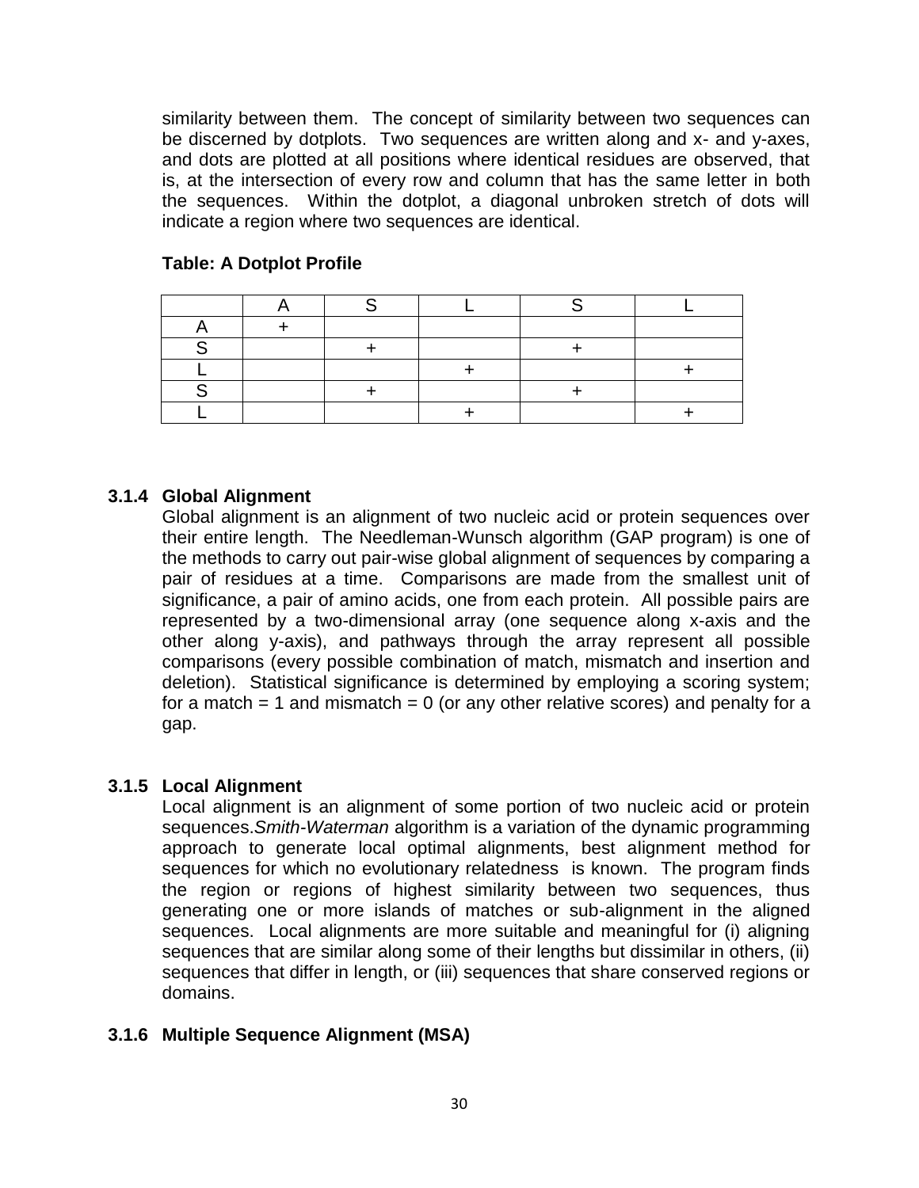similarity between them. The concept of similarity between two sequences can be discerned by dotplots. Two sequences are written along and x- and y-axes, and dots are plotted at all positions where identical residues are observed, that is, at the intersection of every row and column that has the same letter in both the sequences. Within the dotplot, a diagonal unbroken stretch of dots will indicate a region where two sequences are identical.

**Table: A Dotplot Profile**

| | A | S | L | S | L |
|---|---|---|---|---|---|
| A | + | | | | |
| S | | + | | + | |
| L | | | + | | + |
| S | | + | | + | |
| L | | | + | | + |

### 3.1.4 Global Alignment

Global alignment is an alignment of two nucleic acid or protein sequences over their entire length. The Needleman-Wunsch algorithm (GAP program) is one of the methods to carry out pair-wise global alignment of sequences by comparing a pair of residues at a time. Comparisons are made from the smallest unit of significance, a pair of amino acids, one from each protein. All possible pairs are represented by a two-dimensional array (one sequence along x-axis and the other along y-axis), and pathways through the array represent all possible comparisons (every possible combination of match, mismatch and insertion and deletion). Statistical significance is determined by employing a scoring system; for a match = 1 and mismatch = 0 (or any other relative scores) and penalty for a gap.

### 3.1.5 Local Alignment

Local alignment is an alignment of some portion of two nucleic acid or protein sequences.*Smith-Waterman* algorithm is a variation of the dynamic programming approach to generate local optimal alignments, best alignment method for sequences for which no evolutionary relatedness is known. The program finds the region or regions of highest similarity between two sequences, thus generating one or more islands of matches or sub-alignment in the aligned sequences. Local alignments are more suitable and meaningful for (i) aligning sequences that are similar along some of their lengths but dissimilar in others, (ii) sequences that differ in length, or (iii) sequences that share conserved regions or domains.

### 3.1.6 Multiple Sequence Alignment (MSA)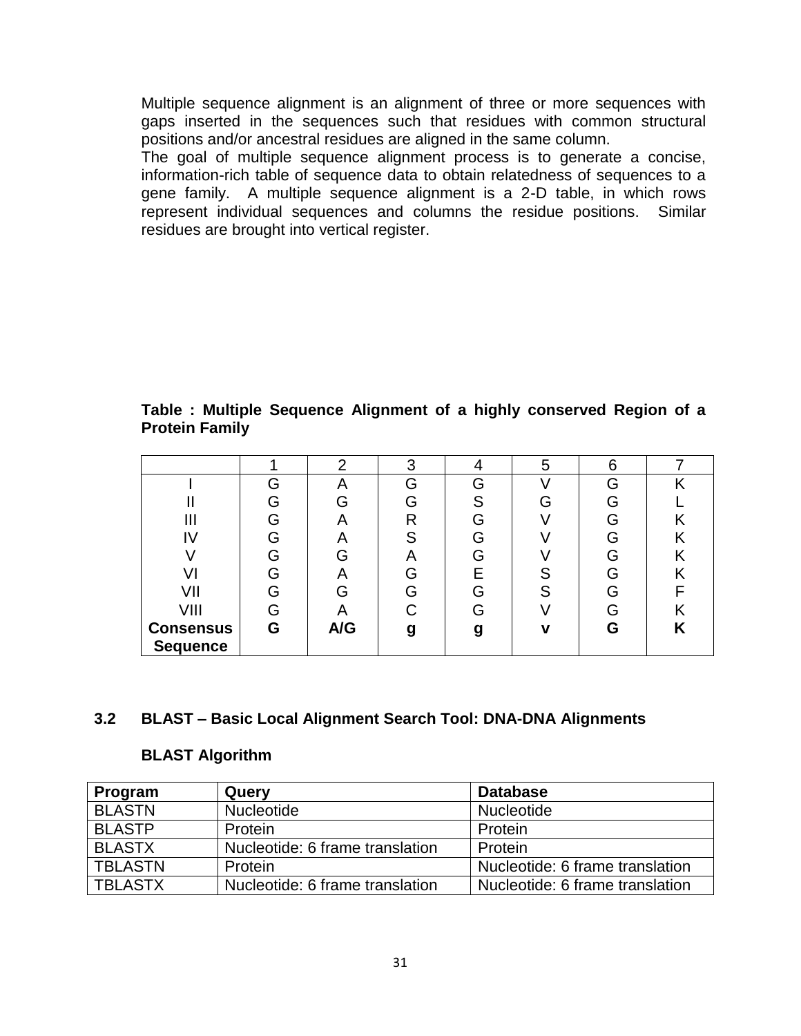Multiple sequence alignment is an alignment of three or more sequences with gaps inserted in the sequences such that residues with common structural positions and/or ancestral residues are aligned in the same column.
The goal of multiple sequence alignment process is to generate a concise, information-rich table of sequence data to obtain relatedness of sequences to a gene family. A multiple sequence alignment is a 2-D table, in which rows represent individual sequences and columns the residue positions. Similar residues are brought into vertical register.

**Table : Multiple Sequence Alignment of a highly conserved Region of a Protein Family**

| | 1 | 2 | 3 | 4 | 5 | 6 | 7 |
|---|---|---|---|---|---|---|---|
| I | G | A | G | G | V | G | K |
| II | G | G | G | S | G | G | L |
| III | G | A | R | G | V | G | K |
| IV | G | A | S | G | V | G | K |
| V | G | G | A | G | V | G | K |
| VI | G | A | G | E | S | G | K |
| VII | G | G | G | G | S | G | F |
| VIII | G | A | C | G | V | G | K |
| **Consensus Sequence** | **G** | **A/G** | **g** | **g** | **v** | **G** | **K** |

## 3.2 BLAST – Basic Local Alignment Search Tool: DNA-DNA Alignments

### BLAST Algorithm

| Program | Query | Database |
|---|---|---|
| BLASTN | Nucleotide | Nucleotide |
| BLASTP | Protein | Protein |
| BLASTX | Nucleotide: 6 frame translation | Protein |
| TBLASTN | Protein | Nucleotide: 6 frame translation |
| TBLASTX | Nucleotide: 6 frame translation | Nucleotide: 6 frame translation |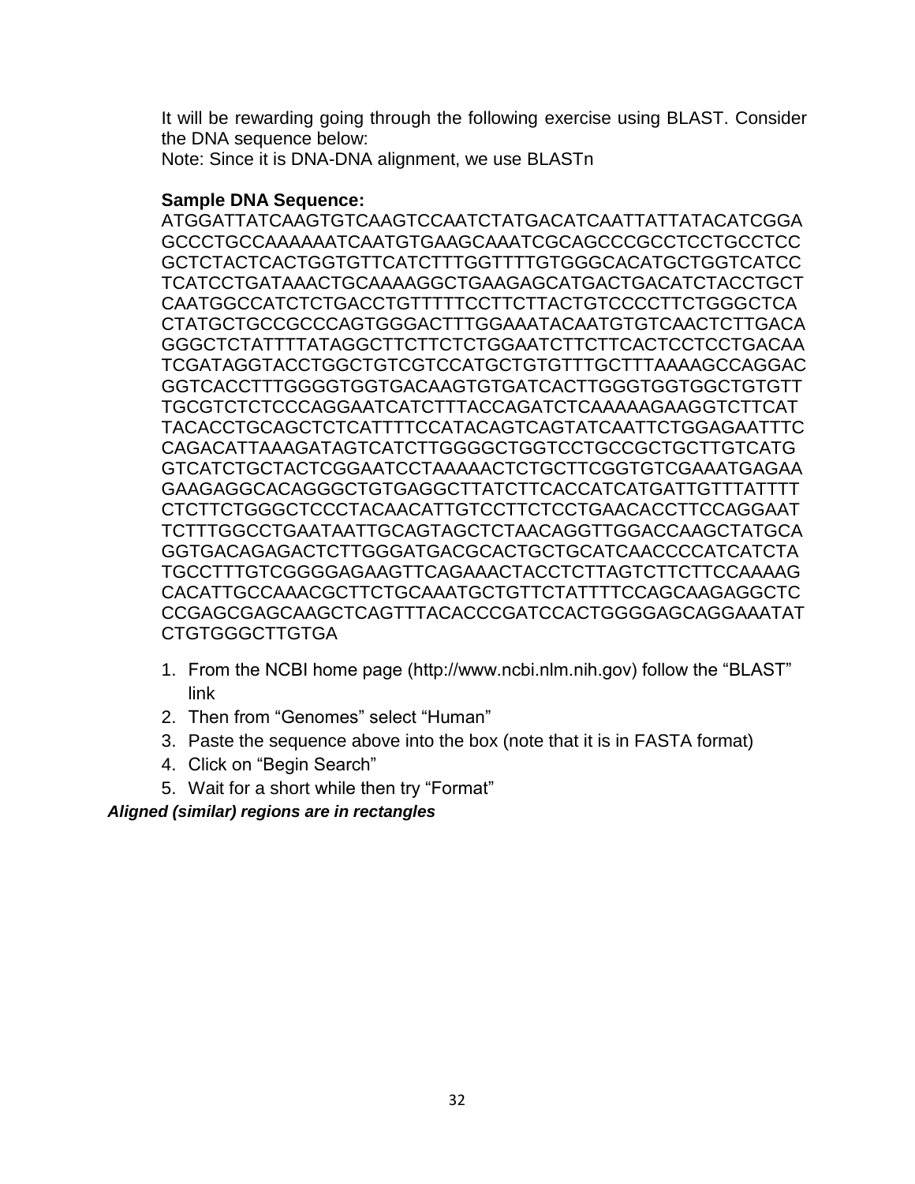It will be rewarding going through the following exercise using BLAST. Consider the DNA sequence below:
Note: Since it is DNA-DNA alignment, we use BLASTn

**Sample DNA Sequence:**

```
ATGGATTATCAAGTGTCAAGTCCAATCTATGACATCAATTATTATACATCGGA
GCCCTGCCAAAAAATCAATGTGAAGCAAATCGCAGCCCGCCTCCTGCCTCC
GCTCTACTCACTGGTGTTCATCTTTGGTTTTGTGGGCACATGCTGGTCATCC
TCATCCTGATAAACTGCAAAAGGCTGAAGAGCATGACTGACATCTACCTGCT
CAATGGCCATCTCTGACCTGTTTTTCCTTCTTACTGTCCCCTTCTGGGCTCA
CTATGCTGCCGCCCAGTGGGACTTTGGAAATACAATGTGTCAACTCTTGACA
GGGCTCTATTTTATAGGCTTCTTCTCTGGAATCTTCTTCACTCCTCCTGACAA
TCGATAGGTACCTGGCTGTCGTCCATGCTGTGTTTGCTTTAAAAGCCAGGAC
GGTCACCTTTGGGGTGGTGACAAGTGTGATCACTTGGGTGGTGGCTGTGTT
TGCGTCTCTCCCAGGAATCATCTTTACCAGATCTCAAAAAGAAGGTCTTCAT
TACACCTGCAGCTCTCATTTTCCATACAGTCAGTATCAATTCTGGAGAATTTC
CAGACATTAAAGATAGTCATCTTGGGGCTGGTCCTGCCGCTGCTTGTCATG
GTCATCTGCTACTCGGAATCCTAAAAACTCTGCTTCGGTGTCGAAATGAGAA
GAAGAGGCACAGGGCTGTGAGGCTTATCTTCACCATCATGATTGTTTATTTT
CTCTTCTGGGCTCCCTACAACATTGTCCTTCTCCTGAACACCTTCCAGGAAT
TCTTTGGCCTGAATAATTGCAGTAGCTCTAACAGGTTGGACCAAGCTATGCA
GGTGACAGAGACTCTTGGGATGACGCACTGCTGCATCAACCCCATCATCTA
TGCCTTTGTCGGGGAGAAGTTCAGAAACTACCTCTTAGTCTTCTTCCAAAAG
CACATTGCCAAACGCTTCTGCAAATGCTGTTCTATTTTCCAGCAAGAGGCTC
CCGAGCGAGCAAGCTCAGTTTACACCCGATCCACTGGGGAGCAGGAAATAT
CTGTGGGCTTGTGA
```

1. From the NCBI home page (http://www.ncbi.nlm.nih.gov) follow the "BLAST" link
2. Then from "Genomes" select "Human"
3. Paste the sequence above into the box (note that it is in FASTA format)
4. Click on "Begin Search"
5. Wait for a short while then try "Format"

***Aligned (similar) regions are in rectangles***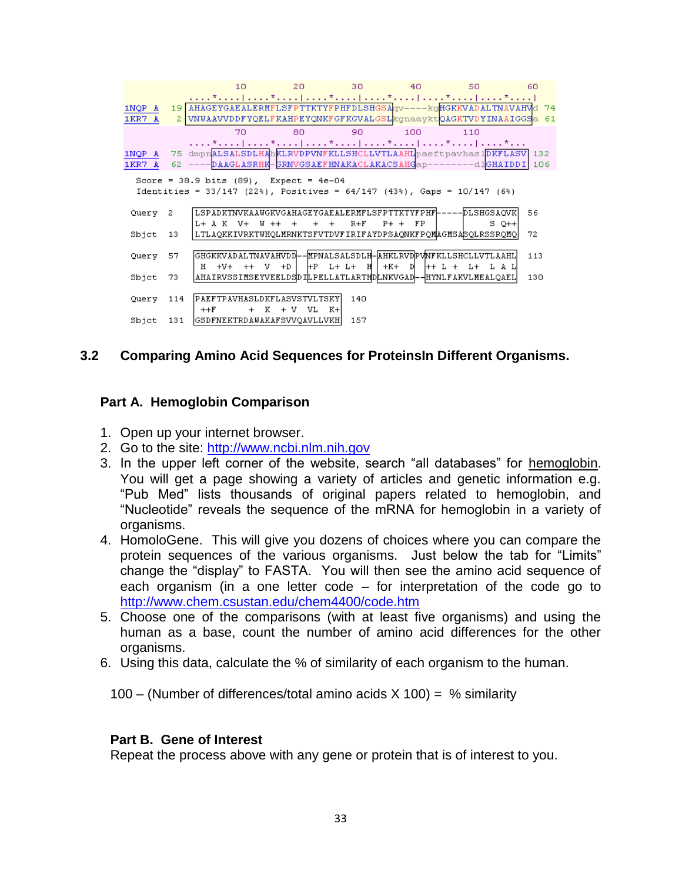```
              10        20        30        40        50        60
      ....*....|....*....|....*....|....*....|....*....|....*....|
1NQP_A  19 AHAGEYGAEALERMFLSFPTTKTYFPHFDLSHGSAqv----kgHGKKVADALTNAVAHVd 74
1KR7_A   2 VNWAAVVDDFYQELFKAHPEYQNKFGFKGVALGSLkgnaayktQAGKTVDYINAAIGGSa 61
              70        80        90       100       110
      ....*....|....*....|....*....|....*....|....*....|....*...
1NQP_A  75 dmpnALSALSDLHAhKLRVDPVNFKLLSHCLLVTLAAHLpaeftpavhaslDKFLASV 132
1KR7_A  62 ----DAAGLASRHK-GRNVGSAEFHNAKACLAKACSAHGap--------dlGHAIDDI 106

 Score = 38.9 bits (89),  Expect = 4e-04
 Identities = 33/147 (22%), Positives = 64/147 (43%), Gaps = 10/147 (6%)

Query  2    LSPADKTNVKAAWGKVGAHAGEYGAEALERMFLSFPTTKTYFPHF-----DLSHGSAQVK  56
            L+ A K  V+  W ++  +     +  +   R+F    P+ +  FP          S Q++
Sbjct  13   LTLAQKKIVRKTWHQLMRNKTSFVTDVFIRIFAYDPSAQNKFPQMAGMSASQLRSSRQMQ  72

Query  57   GHGKKVADALTNAVAHVDD--MPNALSALSDLH-AHKLRVDPVNFKLLSHCLLVTLAAHL  113
             H  +V+  ++  V  +D  +P  L+ L+  H  +K+  D  ++ L  + L+  L A L
Sbjct  73   AHAIRVSSIMSEYVEELDSDILPELLATLARTHDLNKVGAD--HYNLFAKVLMEALQAEL  130

Query  114  PAEFTPAVHASLDKFLASVSTVLTSKY  140
            ++F       +  K  + V  VL  K+
Sbjct  131  GSDFNEKTRDAWAKAFSVVQAVLLVKH  157
```

### 3.2 Comparing Amino Acid Sequences for ProteinsIn Different Organisms.

#### Part A. Hemoglobin Comparison

1. Open up your internet browser.
2. Go to the site: http://www.ncbi.nlm.nih.gov
3. In the upper left corner of the website, search "all databases" for hemoglobin. You will get a page showing a variety of articles and genetic information e.g. "Pub Med" lists thousands of original papers related to hemoglobin, and "Nucleotide" reveals the sequence of the mRNA for hemoglobin in a variety of organisms.
4. HomoloGene. This will give you dozens of choices where you can compare the protein sequences of the various organisms. Just below the tab for "Limits" change the "display" to FASTA. You will then see the amino acid sequence of each organism (in a one letter code – for interpretation of the code go to http://www.chem.csustan.edu/chem4400/code.htm
5. Choose one of the comparisons (with at least five organisms) and using the human as a base, count the number of amino acid differences for the other organisms.
6. Using this data, calculate the % of similarity of each organism to the human.

100 – (Number of differences/total amino acids X 100) = % similarity

#### Part B. Gene of Interest

Repeat the process above with any gene or protein that is of interest to you.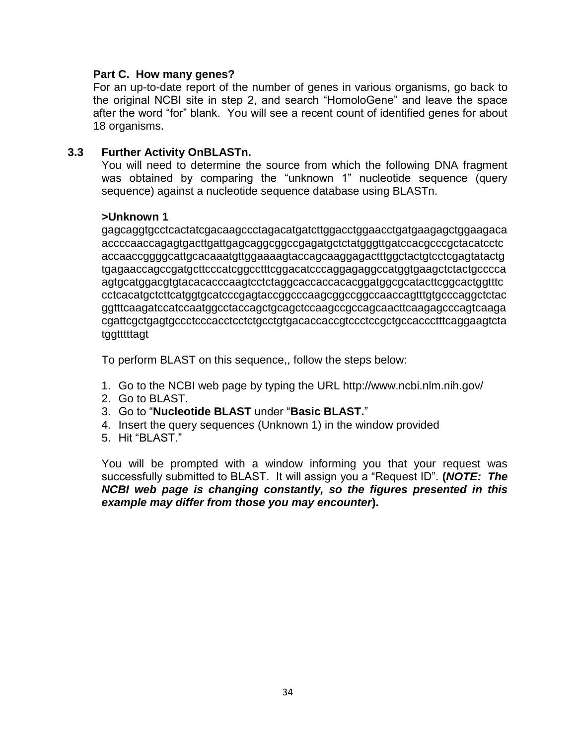**Part C. How many genes?**

For an up-to-date report of the number of genes in various organisms, go back to the original NCBI site in step 2, and search “HomoloGene” and leave the space after the word “for” blank. You will see a recent count of identified genes for about 18 organisms.

### 3.3 Further Activity OnBLASTn.

You will need to determine the source from which the following DNA fragment was obtained by comparing the “unknown 1” nucleotide sequence (query sequence) against a nucleotide sequence database using BLASTn.

**>Unknown 1**

gagcaggtgcctcactatcgacaagccctagacatgatcttggacctggaacctgatgaagagctggaagaca
accccaaccagagtgacttgattgagcaggcggccgagatgctctatgggttgatccacgcccgctacatcctc
accaaccggggcattgcacaaatgttggaaaagtaccagcaaggagactttggctactgtcctcgagtatactg
tgagaaccagccgatgcttcccatcggcctttcggacatcccaggagaggccatggtgaagctctactgcccca
agtgcatggacgtgtacacacccaagtcctctaggcaccaccacacggatggcgcatacttcggcactggtttc
cctcacatgctcttcatggtgcatcccgagtaccggcccaagcggccggccaaccagtttgtgcccaggctctac
ggtttcaagatccatccaatggcctaccagctgcagctccaagccgccagcaacttcaagagcccagtcaaga
cgattcgctgagtgccctcccacctcctctgcctgtgacaccaccgtccctccgctgccaccctttcaggaagtcta
tggtttttagt

To perform BLAST on this sequence,, follow the steps below:

1. Go to the NCBI web page by typing the URL http://www.ncbi.nlm.nih.gov/
2. Go to BLAST.
3. Go to “**Nucleotide BLAST** under “**Basic BLAST.**”
4. Insert the query sequences (Unknown 1) in the window provided
5. Hit “BLAST.”

You will be prompted with a window informing you that your request was successfully submitted to BLAST. It will assign you a “Request ID”. **(*NOTE: The NCBI web page is changing constantly, so the figures presented in this example may differ from those you may encounter*).**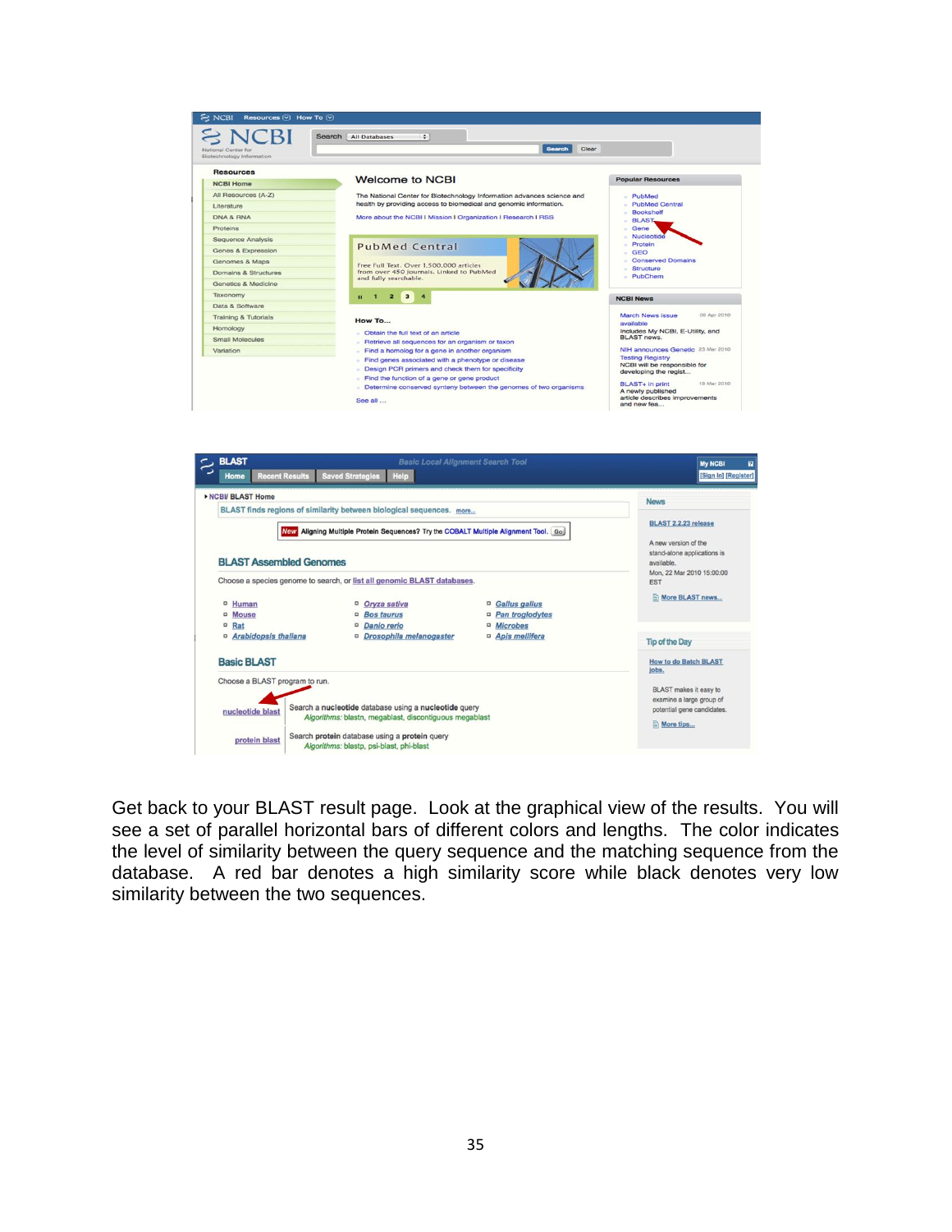Get back to your BLAST result page. Look at the graphical view of the results. You will see a set of parallel horizontal bars of different colors and lengths. The color indicates the level of similarity between the query sequence and the matching sequence from the database. A red bar denotes a high similarity score while black denotes very low similarity between the two sequences.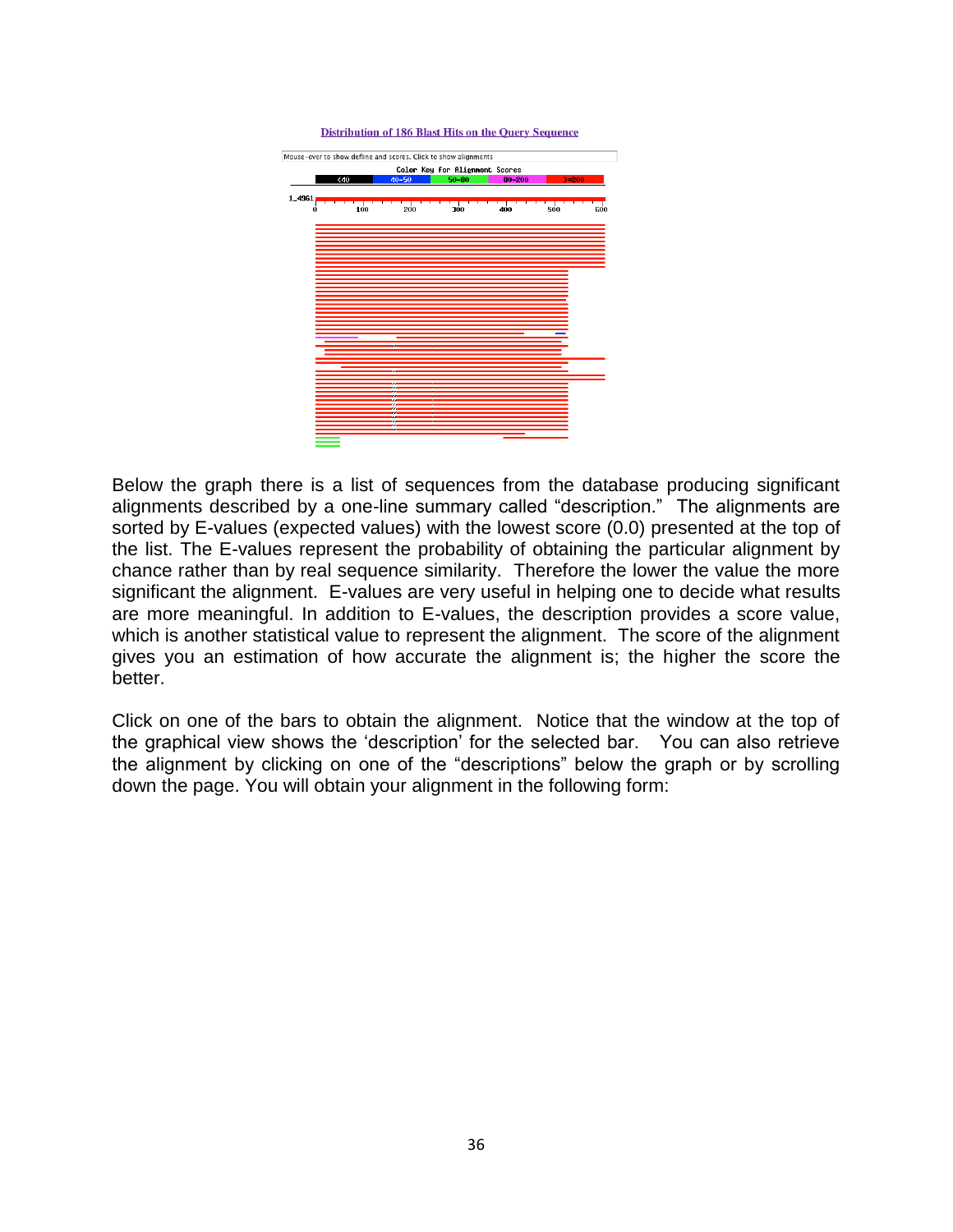Distribution of 186 Blast Hits on the Query Sequence

Mouse-over to show define and scores. Click to show alignments

Color Key for Alignment Scores

<40 | 40-50 | 50-80 | 80-200 | >=200

Below the graph there is a list of sequences from the database producing significant alignments described by a one-line summary called “description.” The alignments are sorted by E-values (expected values) with the lowest score (0.0) presented at the top of the list. The E-values represent the probability of obtaining the particular alignment by chance rather than by real sequence similarity. Therefore the lower the value the more significant the alignment. E-values are very useful in helping one to decide what results are more meaningful. In addition to E-values, the description provides a score value, which is another statistical value to represent the alignment. The score of the alignment gives you an estimation of how accurate the alignment is; the higher the score the better.

Click on one of the bars to obtain the alignment. Notice that the window at the top of the graphical view shows the ‘description’ for the selected bar. You can also retrieve the alignment by clicking on one of the “descriptions” below the graph or by scrolling down the page. You will obtain your alignment in the following form: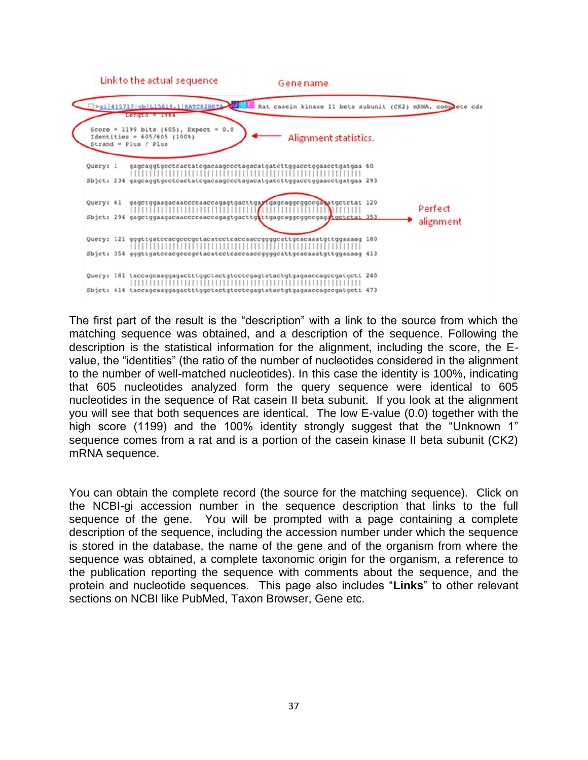Link to the actual sequence

Gene name

```
>gi|415717|gb|L15619.1|RATCK2BETA  Rat casein kinase II beta subunit (CK2) mRNA, complete cds
          Length = 1964

 Score = 1199 bits (605), Expect = 0.0
 Identities = 605/605 (100%)
 Strand = Plus / Plus

Query: 1   gagcaggtgcctcactatcgacaagccctagacatgatcttggacctggaacctgatgaa 60
            ||||||||||||||||||||||||||||||||||||||||||||||||||||||||||||
Sbjct: 234 gagcaggtgcctcactatcgacaagccctagacatgatcttggacctggaacctgatgaa 293

Query: 61  gagctggaagacaaccccaaccagagtgacttgattgagcaggcggccgagatgctctat 120
            ||||||||||||||||||||||||||||||||||||||||||||||||||||||||||||
Sbjct: 294 gagctggaagacaaccccaaccagagtgacttgattgagcaggcggccgagatgctctat 353

Query: 121 gggttgatccacgcccgctacatcctcaccaaccggggcattgcacaaatgttggaaaag 180
            ||||||||||||||||||||||||||||||||||||||||||||||||||||||||||||
Sbjct: 354 gggttgatccacgcccgctacatcctcaccaaccggggcattgcacaaatgttggaaaag 413

Query: 181 taccagcaaggagactttggctactgtcctcgagtatactgtgagaaccagccgatgctt 240
            ||||||||||||||||||||||||||||||||||||||||||||||||||||||||||||
Sbjct: 414 taccagcaaggagactttggctactgtcctcgagtatactgtgagaaccagccgatgctt 473
```

Alignment statistics.

Perfect alignment

The first part of the result is the "description" with a link to the source from which the matching sequence was obtained, and a description of the sequence. Following the description is the statistical information for the alignment, including the score, the E-value, the "identities" (the ratio of the number of nucleotides considered in the alignment to the number of well-matched nucleotides). In this case the identity is 100%, indicating that 605 nucleotides analyzed form the query sequence were identical to 605 nucleotides in the sequence of Rat casein II beta subunit. If you look at the alignment you will see that both sequences are identical. The low E-value (0.0) together with the high score (1199) and the 100% identity strongly suggest that the "Unknown 1" sequence comes from a rat and is a portion of the casein kinase II beta subunit (CK2) mRNA sequence.

You can obtain the complete record (the source for the matching sequence). Click on the NCBI-gi accession number in the sequence description that links to the full sequence of the gene. You will be prompted with a page containing a complete description of the sequence, including the accession number under which the sequence is stored in the database, the name of the gene and of the organism from where the sequence was obtained, a complete taxonomic origin for the organism, a reference to the publication reporting the sequence with comments about the sequence, and the protein and nucleotide sequences. This page also includes "**Links**" to other relevant sections on NCBI like PubMed, Taxon Browser, Gene etc.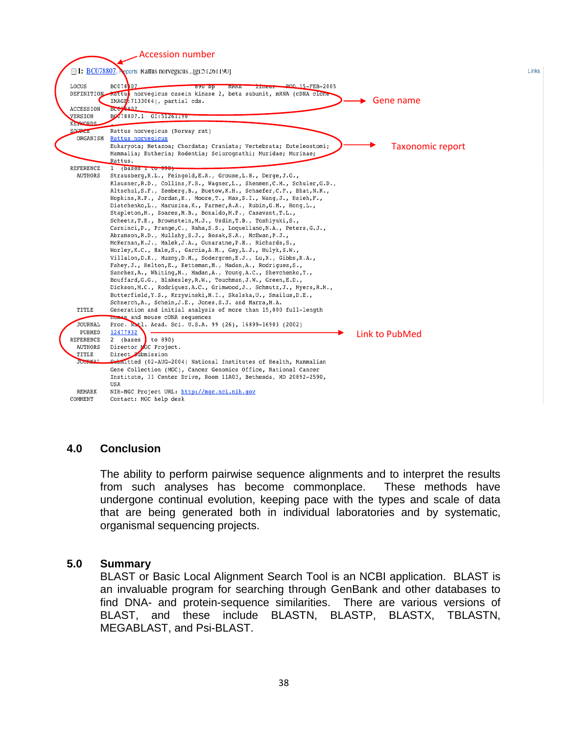Accession number

```
1: BC078807. Reports Rattus norvegicus...[gi:51261190]                                    Links

LOCUS       BC078807                 890 bp    mRNA    linear   ROD 15-FEB-2005
DEFINITION  Rattus norvegicus casein kinase 2, beta subunit, mRNA (cDNA clone
            IMAGE:7133064), partial cds.
ACCESSION   BC078807
VERSION     BC078807.1  GI:51261190
KEYWORDS    .
SOURCE      Rattus norvegicus (Norway rat)
  ORGANISM  Rattus norvegicus
            Eukaryota; Metazoa; Chordata; Craniata; Vertebrata; Euteleostomi;
            Mammalia; Eutheria; Rodentia; Sciurognathi; Muridae; Murinae;
            Rattus.
REFERENCE   1  (bases 1 to 890)
  AUTHORS   Strausberg,R.L., Feingold,E.A., Grouse,L.H., Derge,J.G.,
            Klausner,R.D., Collins,F.S., Wagner,L., Shenmen,C.M., Schuler,G.D.,
            Altschul,S.F., Zeeberg,B., Buetow,K.H., Schaefer,C.F., Bhat,N.K.,
            Hopkins,R.F., Jordan,H., Moore,T., Max,S.I., Wang,J., Hsieh,F.,
            Diatchenko,L., Marusina,K., Farmer,A.A., Rubin,G.M., Hong,L.,
            Stapleton,M., Soares,M.B., Bonaldo,M.F., Casavant,T.L.,
            Scheetz,T.E., Brownstein,M.J., Usdin,T.B., Toshiyuki,S.,
            Carninci,P., Prange,C., Raha,S.S., Loquellano,N.A., Peters,G.J.,
            Abramson,R.D., Mullahy,S.J., Bosak,S.A., McEwan,P.J.,
            McKernan,K.J., Malek,J.A., Gunaratne,P.H., Richards,S.,
            Worley,K.C., Hale,S., Garcia,A.M., Gay,L.J., Hulyk,S.W.,
            Villalon,D.K., Muzny,D.M., Sodergren,E.J., Lu,X., Gibbs,R.A.,
            Fahey,J., Helton,E., Ketteman,M., Madan,A., Rodrigues,S.,
            Sanchez,A., Whiting,M., Madan,A., Young,A.C., Shevchenko,Y.,
            Bouffard,G.G., Blakesley,R.W., Touchman,J.W., Green,E.D.,
            Dickson,M.C., Rodriguez,A.C., Grimwood,J., Schmutz,J., Myers,R.M.,
            Butterfield,Y.S., Krzywinski,M.I., Skalska,U., Smailus,D.E.,
            Schnerch,A., Schein,J.E., Jones,S.J. and Marra,M.A.
  TITLE     Generation and initial analysis of more than 15,000 full-length
            human and mouse cDNA sequences
  JOURNAL   Proc. Natl. Acad. Sci. U.S.A. 99 (26), 16899-16903 (2002)
   PUBMED   12477932
REFERENCE   2  (bases 1 to 890)
  AUTHORS   Director MGC Project.
  TITLE     Direct Submission
  JOURNAL   Submitted (02-AUG-2004) National Institutes of Health, Mammalian
            Gene Collection (MGC), Cancer Genomics Office, National Cancer
            Institute, 31 Center Drive, Room 11A03, Bethesda, MD 20892-2590,
            USA
  REMARK    NIH-MGC Project URL: http://mgc.nci.nih.gov
COMMENT     Contact: MGC help desk
```

Gene name

Taxonomic report

Link to PubMed

## 4.0 Conclusion

The ability to perform pairwise sequence alignments and to interpret the results from such analyses has become commonplace. These methods have undergone continual evolution, keeping pace with the types and scale of data that are being generated both in individual laboratories and by systematic, organismal sequencing projects.

## 5.0 Summary

BLAST or Basic Local Alignment Search Tool is an NCBI application. BLAST is an invaluable program for searching through GenBank and other databases to find DNA- and protein-sequence similarities. There are various versions of BLAST, and these include BLASTN, BLASTP, BLASTX, TBLASTN, MEGABLAST, and Psi-BLAST.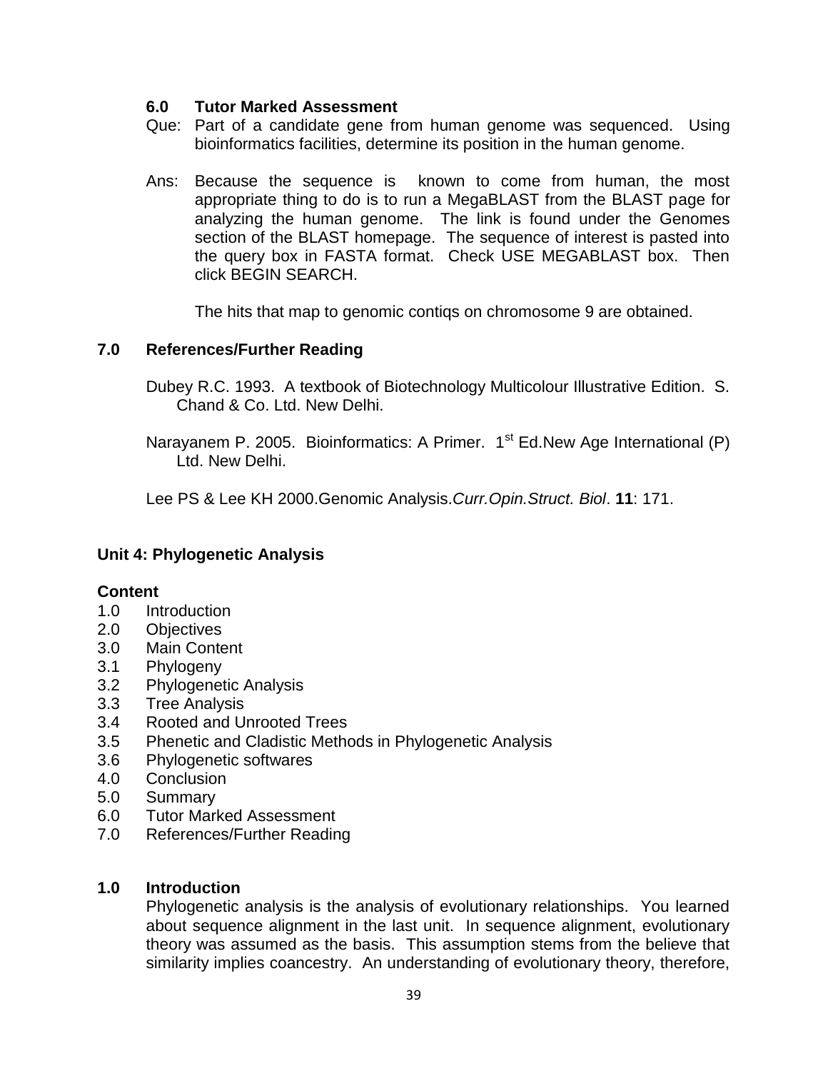### 6.0 Tutor Marked Assessment

Que: Part of a candidate gene from human genome was sequenced. Using bioinformatics facilities, determine its position in the human genome.

Ans: Because the sequence is known to come from human, the most appropriate thing to do is to run a MegaBLAST from the BLAST page for analyzing the human genome. The link is found under the Genomes section of the BLAST homepage. The sequence of interest is pasted into the query box in FASTA format. Check USE MEGABLAST box. Then click BEGIN SEARCH.

The hits that map to genomic contiqs on chromosome 9 are obtained.

### 7.0 References/Further Reading

Dubey R.C. 1993. A textbook of Biotechnology Multicolour Illustrative Edition. S. Chand & Co. Ltd. New Delhi.

Narayanem P. 2005. Bioinformatics: A Primer. 1st Ed.New Age International (P) Ltd. New Delhi.

Lee PS & Lee KH 2000.Genomic Analysis.*Curr.Opin.Struct. Biol*. **11**: 171.

## Unit 4: Phylogenetic Analysis

**Content**

- 1.0 Introduction
- 2.0 Objectives
- 3.0 Main Content
- 3.1 Phylogeny
- 3.2 Phylogenetic Analysis
- 3.3 Tree Analysis
- 3.4 Rooted and Unrooted Trees
- 3.5 Phenetic and Cladistic Methods in Phylogenetic Analysis
- 3.6 Phylogenetic softwares
- 4.0 Conclusion
- 5.0 Summary
- 6.0 Tutor Marked Assessment
- 7.0 References/Further Reading

### 1.0 Introduction

Phylogenetic analysis is the analysis of evolutionary relationships. You learned about sequence alignment in the last unit. In sequence alignment, evolutionary theory was assumed as the basis. This assumption stems from the believe that similarity implies coancestry. An understanding of evolutionary theory, therefore,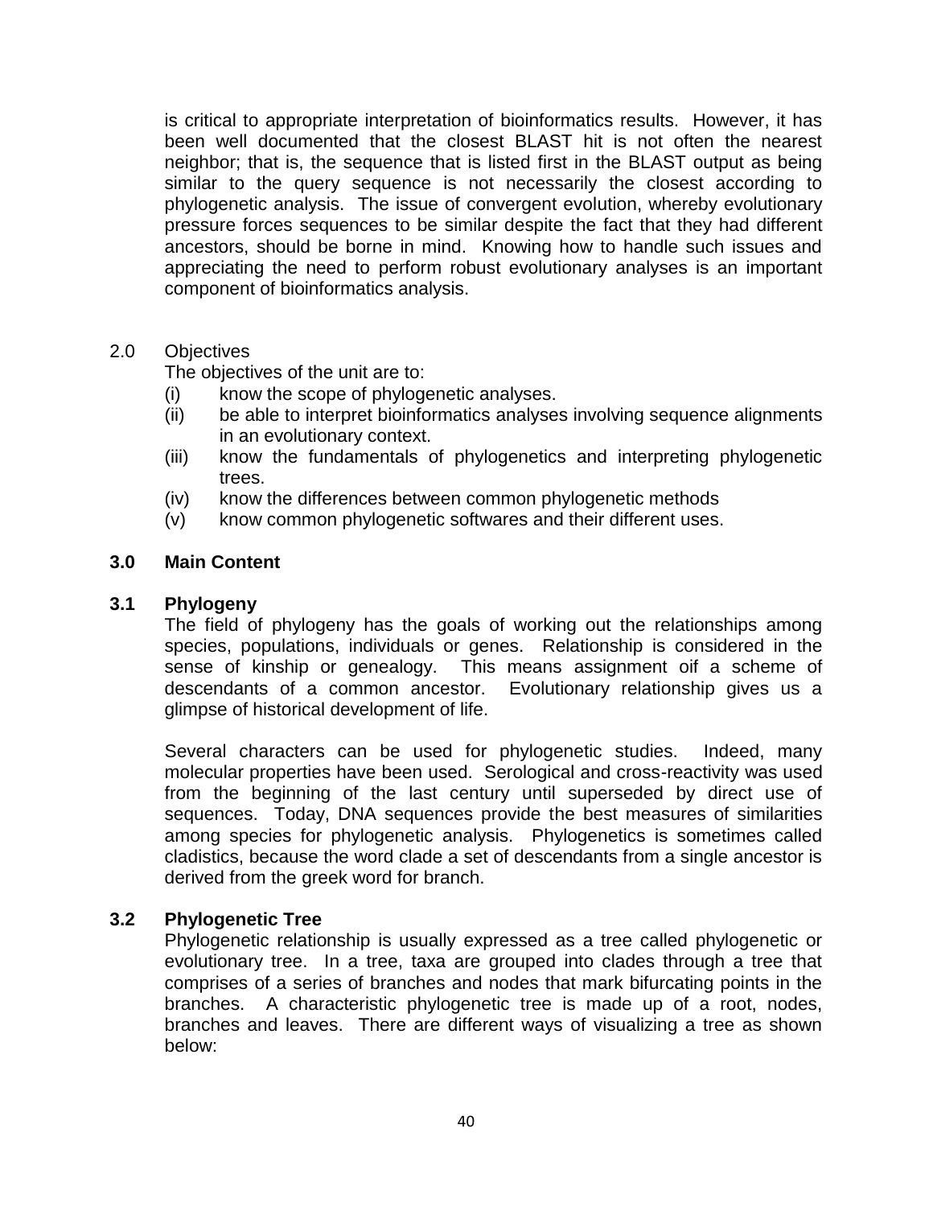is critical to appropriate interpretation of bioinformatics results. However, it has been well documented that the closest BLAST hit is not often the nearest neighbor; that is, the sequence that is listed first in the BLAST output as being similar to the query sequence is not necessarily the closest according to phylogenetic analysis. The issue of convergent evolution, whereby evolutionary pressure forces sequences to be similar despite the fact that they had different ancestors, should be borne in mind. Knowing how to handle such issues and appreciating the need to perform robust evolutionary analyses is an important component of bioinformatics analysis.

## 2.0 Objectives

The objectives of the unit are to:

(i) know the scope of phylogenetic analyses.
(ii) be able to interpret bioinformatics analyses involving sequence alignments in an evolutionary context.
(iii) know the fundamentals of phylogenetics and interpreting phylogenetic trees.
(iv) know the differences between common phylogenetic methods
(v) know common phylogenetic softwares and their different uses.

## 3.0 Main Content

### 3.1 Phylogeny

The field of phylogeny has the goals of working out the relationships among species, populations, individuals or genes. Relationship is considered in the sense of kinship or genealogy. This means assignment oif a scheme of descendants of a common ancestor. Evolutionary relationship gives us a glimpse of historical development of life.

Several characters can be used for phylogenetic studies. Indeed, many molecular properties have been used. Serological and cross-reactivity was used from the beginning of the last century until superseded by direct use of sequences. Today, DNA sequences provide the best measures of similarities among species for phylogenetic analysis. Phylogenetics is sometimes called cladistics, because the word clade a set of descendants from a single ancestor is derived from the greek word for branch.

### 3.2 Phylogenetic Tree

Phylogenetic relationship is usually expressed as a tree called phylogenetic or evolutionary tree. In a tree, taxa are grouped into clades through a tree that comprises of a series of branches and nodes that mark bifurcating points in the branches. A characteristic phylogenetic tree is made up of a root, nodes, branches and leaves. There are different ways of visualizing a tree as shown below: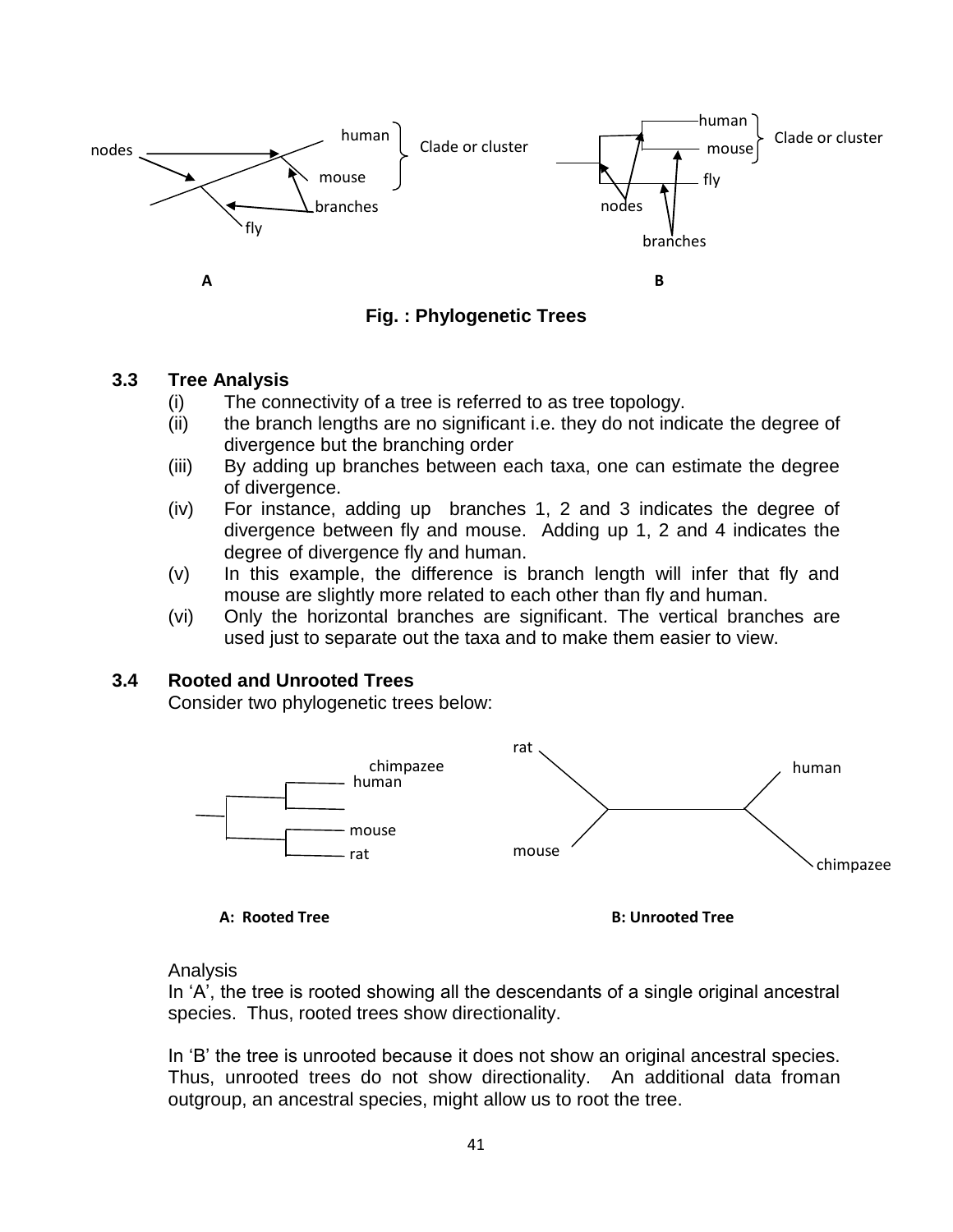Fig. : Phylogenetic Trees

### 3.3 Tree Analysis

(i) The connectivity of a tree is referred to as tree topology.

(ii) the branch lengths are no significant i.e. they do not indicate the degree of divergence but the branching order

(iii) By adding up branches between each taxa, one can estimate the degree of divergence.

(iv) For instance, adding up branches 1, 2 and 3 indicates the degree of divergence between fly and mouse. Adding up 1, 2 and 4 indicates the degree of divergence fly and human.

(v) In this example, the difference is branch length will infer that fly and mouse are slightly more related to each other than fly and human.

(vi) Only the horizontal branches are significant. The vertical branches are used just to separate out the taxa and to make them easier to view.

### 3.4 Rooted and Unrooted Trees

Consider two phylogenetic trees below:

**A: Rooted Tree** **B: Unrooted Tree**

Analysis

In 'A', the tree is rooted showing all the descendants of a single original ancestral species. Thus, rooted trees show directionality.

In 'B' the tree is unrooted because it does not show an original ancestral species. Thus, unrooted trees do not show directionality. An additional data froman outgroup, an ancestral species, might allow us to root the tree.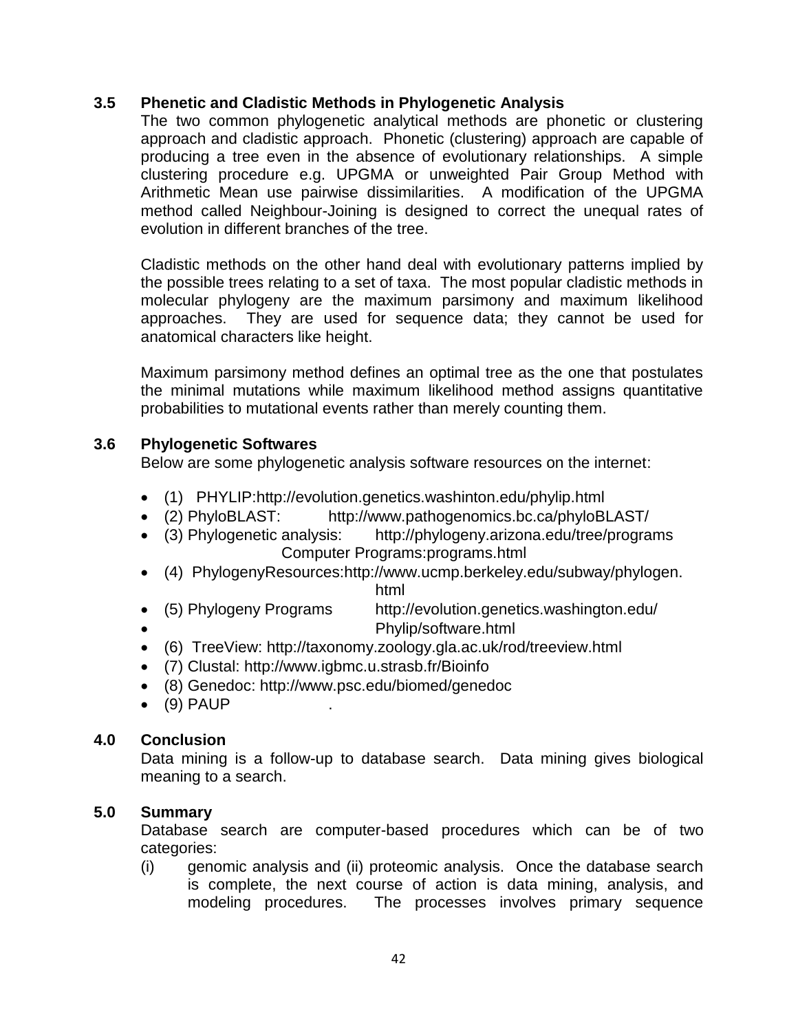## 3.5 Phenetic and Cladistic Methods in Phylogenetic Analysis

The two common phylogenetic analytical methods are phonetic or clustering approach and cladistic approach. Phonetic (clustering) approach are capable of producing a tree even in the absence of evolutionary relationships. A simple clustering procedure e.g. UPGMA or unweighted Pair Group Method with Arithmetic Mean use pairwise dissimilarities. A modification of the UPGMA method called Neighbour-Joining is designed to correct the unequal rates of evolution in different branches of the tree.

Cladistic methods on the other hand deal with evolutionary patterns implied by the possible trees relating to a set of taxa. The most popular cladistic methods in molecular phylogeny are the maximum parsimony and maximum likelihood approaches. They are used for sequence data; they cannot be used for anatomical characters like height.

Maximum parsimony method defines an optimal tree as the one that postulates the minimal mutations while maximum likelihood method assigns quantitative probabilities to mutational events rather than merely counting them.

## 3.6 Phylogenetic Softwares

Below are some phylogenetic analysis software resources on the internet:

- (1) PHYLIP:http://evolution.genetics.washinton.edu/phylip.html
- (2) PhyloBLAST: http://www.pathogenomics.bc.ca/phyloBLAST/
- (3) Phylogenetic analysis: http://phylogeny.arizona.edu/tree/programs Computer Programs:programs.html
- (4) PhylogenyResources:http://www.ucmp.berkeley.edu/subway/phylogen. html
- (5) Phylogeny Programs http://evolution.genetics.washington.edu/
- Phylip/software.html
- (6) TreeView: http://taxonomy.zoology.gla.ac.uk/rod/treeview.html
- (7) Clustal: http://www.igbmc.u.strasb.fr/Bioinfo
- (8) Genedoc: http://www.psc.edu/biomed/genedoc
- (9) PAUP .

## 4.0 Conclusion

Data mining is a follow-up to database search. Data mining gives biological meaning to a search.

## 5.0 Summary

Database search are computer-based procedures which can be of two categories:

(i) genomic analysis and (ii) proteomic analysis. Once the database search is complete, the next course of action is data mining, analysis, and modeling procedures. The processes involves primary sequence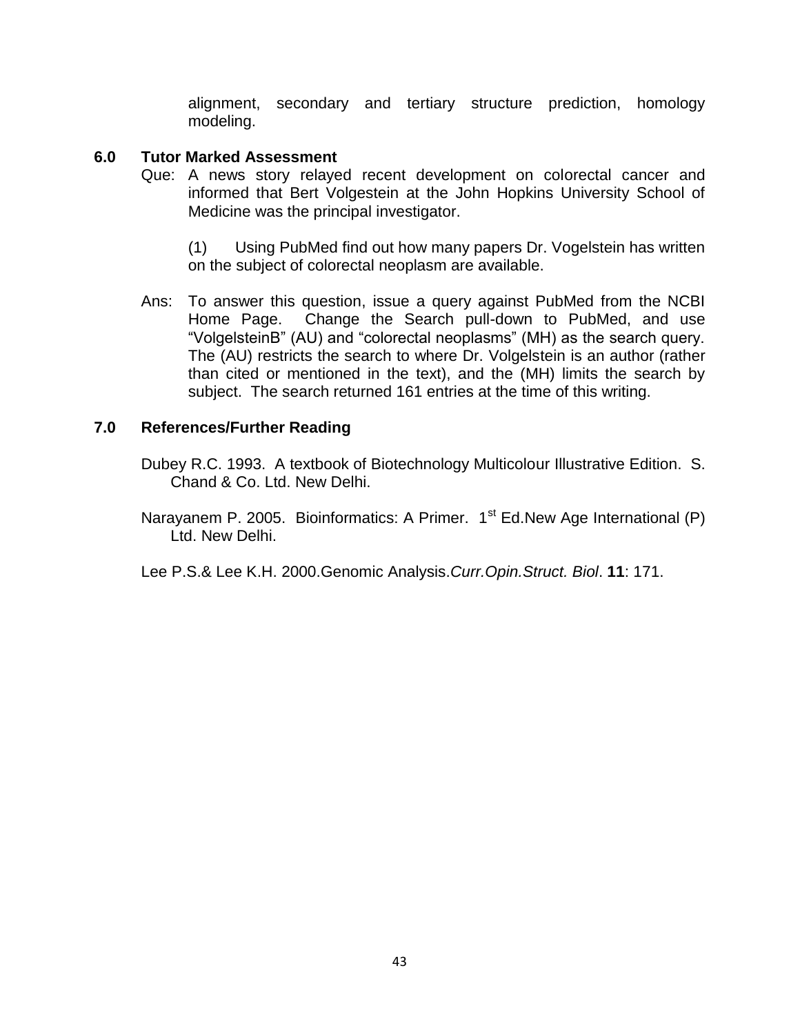alignment, secondary and tertiary structure prediction, homology modeling.

## 6.0 Tutor Marked Assessment

Que: A news story relayed recent development on colorectal cancer and informed that Bert Volgestein at the John Hopkins University School of Medicine was the principal investigator.

(1) Using PubMed find out how many papers Dr. Vogelstein has written on the subject of colorectal neoplasm are available.

Ans: To answer this question, issue a query against PubMed from the NCBI Home Page. Change the Search pull-down to PubMed, and use "VolgelsteinB" (AU) and "colorectal neoplasms" (MH) as the search query. The (AU) restricts the search to where Dr. Volgelstein is an author (rather than cited or mentioned in the text), and the (MH) limits the search by subject. The search returned 161 entries at the time of this writing.

## 7.0 References/Further Reading

Dubey R.C. 1993. A textbook of Biotechnology Multicolour Illustrative Edition. S. Chand & Co. Ltd. New Delhi.

Narayanem P. 2005. Bioinformatics: A Primer. 1st Ed.New Age International (P) Ltd. New Delhi.

Lee P.S.& Lee K.H. 2000.Genomic Analysis.*Curr.Opin.Struct. Biol*. **11**: 171.